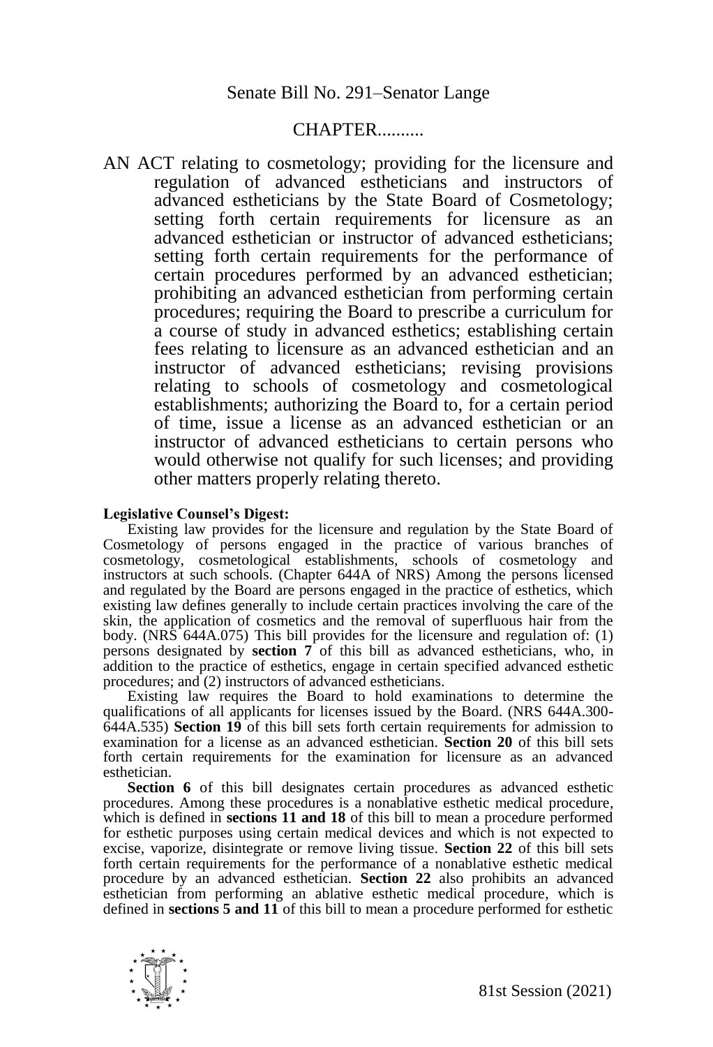Senate Bill No. 291–Senator Lange

CHAPTER..........

AN ACT relating to cosmetology; providing for the licensure and regulation of advanced estheticians and instructors of advanced estheticians by the State Board of Cosmetology; setting forth certain requirements for licensure as an advanced esthetician or instructor of advanced estheticians; setting forth certain requirements for the performance of certain procedures performed by an advanced esthetician; prohibiting an advanced esthetician from performing certain procedures; requiring the Board to prescribe a curriculum for a course of study in advanced esthetics; establishing certain fees relating to licensure as an advanced esthetician and an instructor of advanced estheticians; revising provisions relating to schools of cosmetology and cosmetological establishments; authorizing the Board to, for a certain period of time, issue a license as an advanced esthetician or an instructor of advanced estheticians to certain persons who would otherwise not qualify for such licenses; and providing other matters properly relating thereto.

**Legislative Counsel's Digest:**

Existing law provides for the licensure and regulation by the State Board of Cosmetology of persons engaged in the practice of various branches of cosmetology, cosmetological establishments, schools of cosmetology and instructors at such schools. (Chapter 644A of NRS) Among the persons licensed and regulated by the Board are persons engaged in the practice of esthetics, which existing law defines generally to include certain practices involving the care of the skin, the application of cosmetics and the removal of superfluous hair from the body. (NRS 644A.075) This bill provides for the licensure and regulation of: (1) persons designated by **section 7** of this bill as advanced estheticians, who, in addition to the practice of esthetics, engage in certain specified advanced esthetic procedures; and (2) instructors of advanced estheticians.

Existing law requires the Board to hold examinations to determine the qualifications of all applicants for licenses issued by the Board. (NRS 644A.300-644A.535) **Section 19** of this bill sets forth certain requirements for admission to examination for a license as an advanced esthetician. **Section 20** of this bill sets forth certain requirements for the examination for licensure as an advanced esthetician.

**Section 6** of this bill designates certain procedures as advanced esthetic procedures. Among these procedures is a nonablative esthetic medical procedure, which is defined in **sections 11 and 18** of this bill to mean a procedure performed for esthetic purposes using certain medical devices and which is not expected to excise, vaporize, disintegrate or remove living tissue. **Section 22** of this bill sets forth certain requirements for the performance of a nonablative esthetic medical procedure by an advanced esthetician. **Section 22** also prohibits an advanced esthetician from performing an ablative esthetic medical procedure, which is defined in **sections 5 and 11** of this bill to mean a procedure performed for esthetic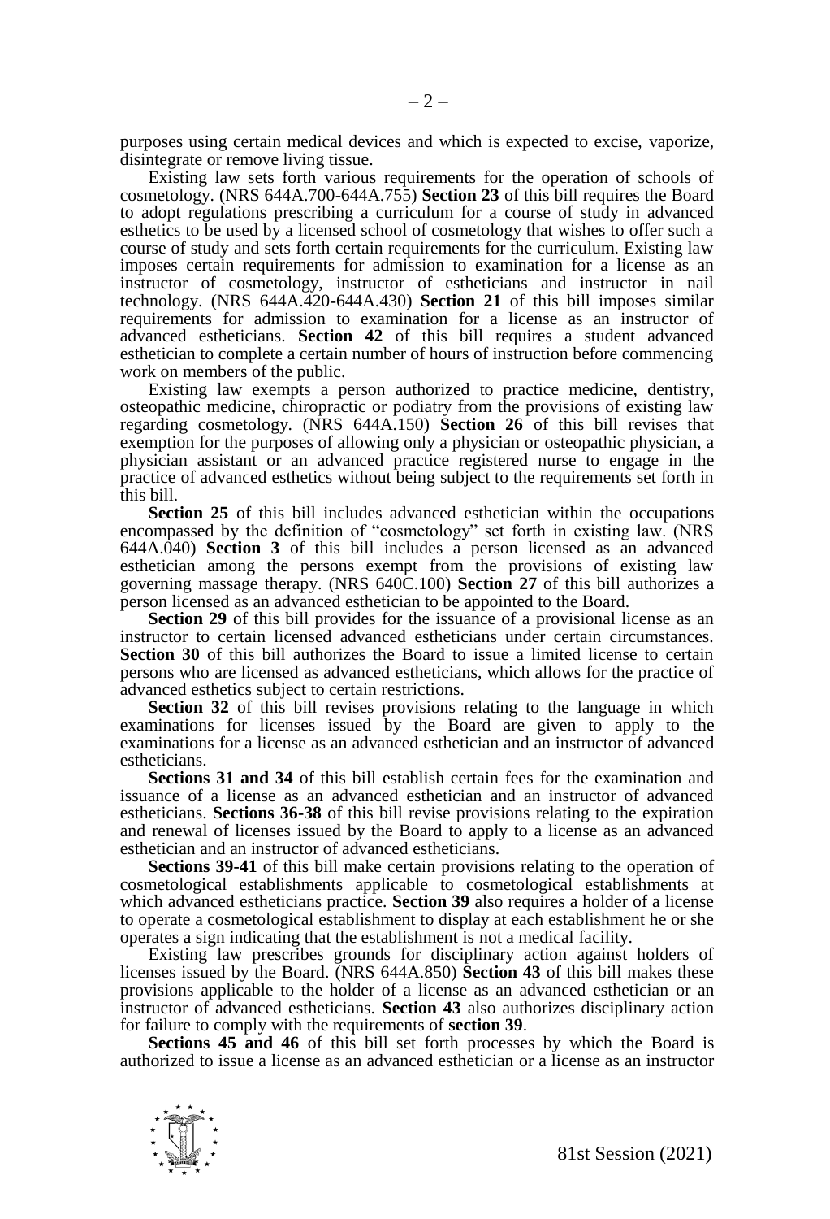purposes using certain medical devices and which is expected to excise, vaporize, disintegrate or remove living tissue.

Existing law sets forth various requirements for the operation of schools of cosmetology. (NRS 644A.700-644A.755) **Section 23** of this bill requires the Board to adopt regulations prescribing a curriculum for a course of study in advanced esthetics to be used by a licensed school of cosmetology that wishes to offer such a course of study and sets forth certain requirements for the curriculum. Existing law imposes certain requirements for admission to examination for a license as an instructor of cosmetology, instructor of estheticians and instructor in nail technology. (NRS 644A.420-644A.430) **Section 21** of this bill imposes similar requirements for admission to examination for a license as an instructor of advanced estheticians. **Section 42** of this bill requires a student advanced esthetician to complete a certain number of hours of instruction before commencing work on members of the public.

Existing law exempts a person authorized to practice medicine, dentistry, osteopathic medicine, chiropractic or podiatry from the provisions of existing law regarding cosmetology. (NRS 644A.150) **Section 26** of this bill revises that exemption for the purposes of allowing only a physician or osteopathic physician, a physician assistant or an advanced practice registered nurse to engage in the practice of advanced esthetics without being subject to the requirements set forth in this bill.

**Section 25** of this bill includes advanced esthetician within the occupations encompassed by the definition of "cosmetology" set forth in existing law. (NRS 644A.040) **Section 3** of this bill includes a person licensed as an advanced esthetician among the persons exempt from the provisions of existing law governing massage therapy. (NRS 640C.100) **Section 27** of this bill authorizes a person licensed as an advanced esthetician to be appointed to the Board.

**Section 29** of this bill provides for the issuance of a provisional license as an instructor to certain licensed advanced estheticians under certain circumstances. **Section 30** of this bill authorizes the Board to issue a limited license to certain persons who are licensed as advanced estheticians, which allows for the practice of advanced esthetics subject to certain restrictions.

**Section 32** of this bill revises provisions relating to the language in which examinations for licenses issued by the Board are given to apply to the examinations for a license as an advanced esthetician and an instructor of advanced estheticians.

**Sections 31 and 34** of this bill establish certain fees for the examination and issuance of a license as an advanced esthetician and an instructor of advanced estheticians. **Sections 36-38** of this bill revise provisions relating to the expiration and renewal of licenses issued by the Board to apply to a license as an advanced esthetician and an instructor of advanced estheticians.

**Sections 39-41** of this bill make certain provisions relating to the operation of cosmetological establishments applicable to cosmetological establishments at which advanced estheticians practice. **Section 39** also requires a holder of a license to operate a cosmetological establishment to display at each establishment he or she operates a sign indicating that the establishment is not a medical facility.

Existing law prescribes grounds for disciplinary action against holders of licenses issued by the Board. (NRS 644A.850) **Section 43** of this bill makes these provisions applicable to the holder of a license as an advanced esthetician or an instructor of advanced estheticians. **Section 43** also authorizes disciplinary action for failure to comply with the requirements of **section 39**.

**Sections 45 and 46** of this bill set forth processes by which the Board is authorized to issue a license as an advanced esthetician or a license as an instructor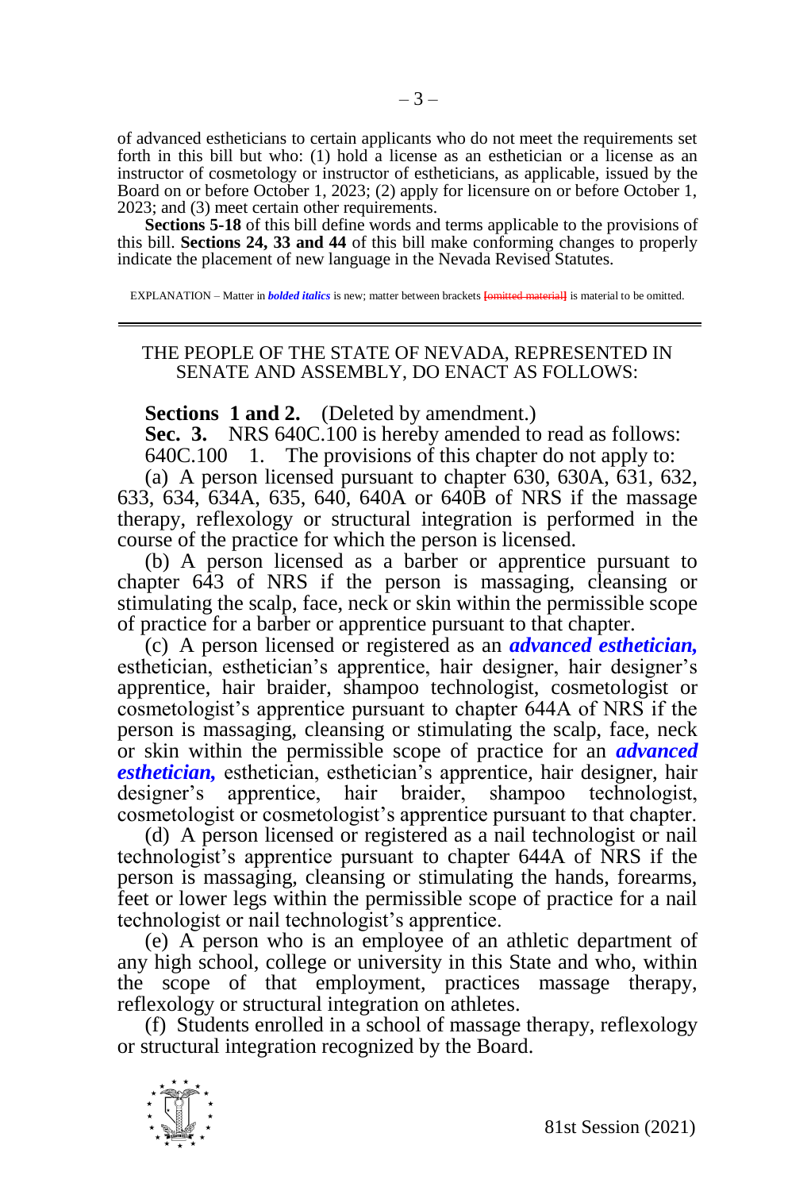of advanced estheticians to certain applicants who do not meet the requirements set forth in this bill but who: (1) hold a license as an esthetician or a license as an instructor of cosmetology or instructor of estheticians, as applicable, issued by the Board on or before October 1, 2023; (2) apply for licensure on or before October 1, 2023; and (3) meet certain other requirements.

**Sections 5-18** of this bill define words and terms applicable to the provisions of this bill. **Sections 24, 33 and 44** of this bill make conforming changes to properly indicate the placement of new language in the Nevada Revised Statutes.

EXPLANATION – Matter in ***bolded italics*** is new; matter between brackets [~~omitted material~~] is material to be omitted.

---

THE PEOPLE OF THE STATE OF NEVADA, REPRESENTED IN SENATE AND ASSEMBLY, DO ENACT AS FOLLOWS:

**Sections 1 and 2.** (Deleted by amendment.)

**Sec. 3.** NRS 640C.100 is hereby amended to read as follows:

640C.100 1. The provisions of this chapter do not apply to:

(a) A person licensed pursuant to chapter 630, 630A, 631, 632, 633, 634, 634A, 635, 640, 640A or 640B of NRS if the massage therapy, reflexology or structural integration is performed in the course of the practice for which the person is licensed.

(b) A person licensed as a barber or apprentice pursuant to chapter 643 of NRS if the person is massaging, cleansing or stimulating the scalp, face, neck or skin within the permissible scope of practice for a barber or apprentice pursuant to that chapter.

(c) A person licensed or registered as an ***advanced esthetician,*** esthetician, esthetician's apprentice, hair designer, hair designer's apprentice, hair braider, shampoo technologist, cosmetologist or cosmetologist's apprentice pursuant to chapter 644A of NRS if the person is massaging, cleansing or stimulating the scalp, face, neck or skin within the permissible scope of practice for an ***advanced esthetician,*** esthetician, esthetician's apprentice, hair designer, hair designer's apprentice, hair braider, shampoo technologist, cosmetologist or cosmetologist's apprentice pursuant to that chapter.

(d) A person licensed or registered as a nail technologist or nail technologist's apprentice pursuant to chapter 644A of NRS if the person is massaging, cleansing or stimulating the hands, forearms, feet or lower legs within the permissible scope of practice for a nail technologist or nail technologist's apprentice.

(e) A person who is an employee of an athletic department of any high school, college or university in this State and who, within the scope of that employment, practices massage therapy, reflexology or structural integration on athletes.

(f) Students enrolled in a school of massage therapy, reflexology or structural integration recognized by the Board.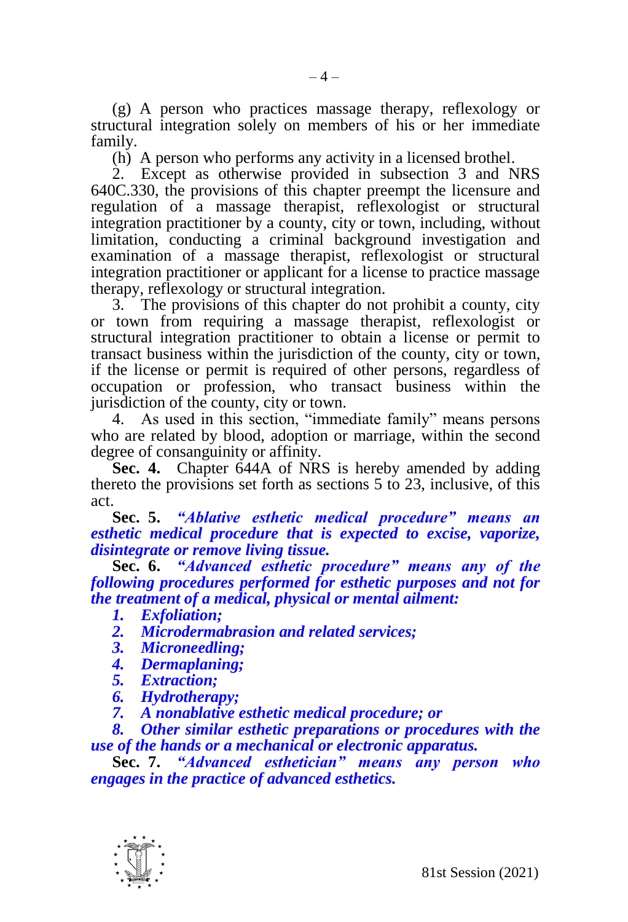(g) A person who practices massage therapy, reflexology or structural integration solely on members of his or her immediate family.

(h) A person who performs any activity in a licensed brothel.

2. Except as otherwise provided in subsection 3 and NRS 640C.330, the provisions of this chapter preempt the licensure and regulation of a massage therapist, reflexologist or structural integration practitioner by a county, city or town, including, without limitation, conducting a criminal background investigation and examination of a massage therapist, reflexologist or structural integration practitioner or applicant for a license to practice massage therapy, reflexology or structural integration.

3. The provisions of this chapter do not prohibit a county, city or town from requiring a massage therapist, reflexologist or structural integration practitioner to obtain a license or permit to transact business within the jurisdiction of the county, city or town, if the license or permit is required of other persons, regardless of occupation or profession, who transact business within the jurisdiction of the county, city or town.

4. As used in this section, "immediate family" means persons who are related by blood, adoption or marriage, within the second degree of consanguinity or affinity.

**Sec. 4.** Chapter 644A of NRS is hereby amended by adding thereto the provisions set forth as sections 5 to 23, inclusive, of this act.

**Sec. 5.** ***"Ablative esthetic medical procedure" means an esthetic medical procedure that is expected to excise, vaporize, disintegrate or remove living tissue.***

**Sec. 6.** ***"Advanced esthetic procedure" means any of the following procedures performed for esthetic purposes and not for the treatment of a medical, physical or mental ailment:***

***1. Exfoliation;***

***2. Microdermabrasion and related services;***

***3. Microneedling;***

***4. Dermaplaning;***

***5. Extraction;***

***6. Hydrotherapy;***

***7. A nonablative esthetic medical procedure; or***

***8. Other similar esthetic preparations or procedures with the use of the hands or a mechanical or electronic apparatus.***

**Sec. 7.** ***"Advanced esthetician" means any person who engages in the practice of advanced esthetics.***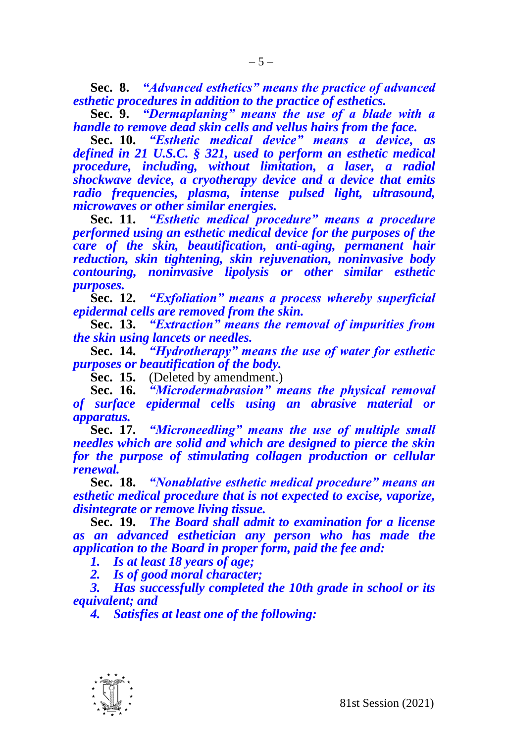**Sec. 8.** ***"Advanced esthetics" means the practice of advanced esthetic procedures in addition to the practice of esthetics.***

**Sec. 9.** ***"Dermaplaning" means the use of a blade with a handle to remove dead skin cells and vellus hairs from the face.***

**Sec. 10.** ***"Esthetic medical device" means a device, as defined in 21 U.S.C. § 321, used to perform an esthetic medical procedure, including, without limitation, a laser, a radial shockwave device, a cryotherapy device and a device that emits radio frequencies, plasma, intense pulsed light, ultrasound, microwaves or other similar energies.***

**Sec. 11.** ***"Esthetic medical procedure" means a procedure performed using an esthetic medical device for the purposes of the care of the skin, beautification, anti-aging, permanent hair reduction, skin tightening, skin rejuvenation, noninvasive body contouring, noninvasive lipolysis or other similar esthetic purposes.***

**Sec. 12.** ***"Exfoliation" means a process whereby superficial epidermal cells are removed from the skin.***

**Sec. 13.** ***"Extraction" means the removal of impurities from the skin using lancets or needles.***

**Sec. 14.** ***"Hydrotherapy" means the use of water for esthetic purposes or beautification of the body.***

**Sec. 15.** (Deleted by amendment.)

**Sec. 16.** ***"Microdermabrasion" means the physical removal of surface epidermal cells using an abrasive material or apparatus.***

**Sec. 17.** ***"Microneedling" means the use of multiple small needles which are solid and which are designed to pierce the skin for the purpose of stimulating collagen production or cellular renewal.***

**Sec. 18.** ***"Nonablative esthetic medical procedure" means an esthetic medical procedure that is not expected to excise, vaporize, disintegrate or remove living tissue.***

**Sec. 19.** ***The Board shall admit to examination for a license as an advanced esthetician any person who has made the application to the Board in proper form, paid the fee and:***

***1. Is at least 18 years of age;***

***2. Is of good moral character;***

***3. Has successfully completed the 10th grade in school or its equivalent; and***

***4. Satisfies at least one of the following:***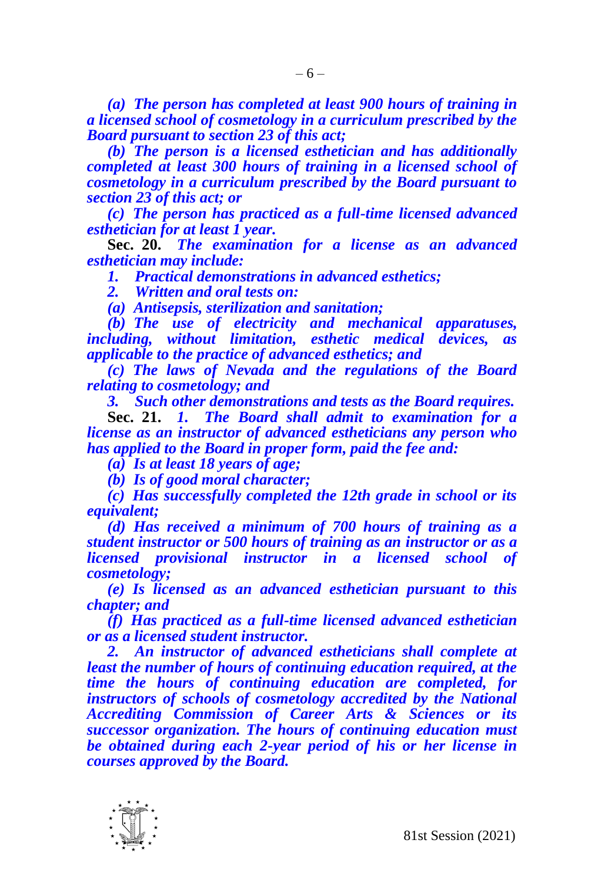*(a) The person has completed at least 900 hours of training in a licensed school of cosmetology in a curriculum prescribed by the Board pursuant to section 23 of this act;*

*(b) The person is a licensed esthetician and has additionally completed at least 300 hours of training in a licensed school of cosmetology in a curriculum prescribed by the Board pursuant to section 23 of this act; or*

*(c) The person has practiced as a full-time licensed advanced esthetician for at least 1 year.*

**Sec. 20.** *The examination for a license as an advanced esthetician may include:*

*1. Practical demonstrations in advanced esthetics;*

*2. Written and oral tests on:*

*(a) Antisepsis, sterilization and sanitation;*

*(b) The use of electricity and mechanical apparatuses, including, without limitation, esthetic medical devices, as applicable to the practice of advanced esthetics; and*

*(c) The laws of Nevada and the regulations of the Board relating to cosmetology; and*

*3. Such other demonstrations and tests as the Board requires.*

**Sec. 21.** *1. The Board shall admit to examination for a license as an instructor of advanced estheticians any person who has applied to the Board in proper form, paid the fee and:*

*(a) Is at least 18 years of age;*

*(b) Is of good moral character;*

*(c) Has successfully completed the 12th grade in school or its equivalent;*

*(d) Has received a minimum of 700 hours of training as a student instructor or 500 hours of training as an instructor or as a licensed provisional instructor in a licensed school of cosmetology;*

*(e) Is licensed as an advanced esthetician pursuant to this chapter; and*

*(f) Has practiced as a full-time licensed advanced esthetician or as a licensed student instructor.*

*2. An instructor of advanced estheticians shall complete at least the number of hours of continuing education required, at the time the hours of continuing education are completed, for instructors of schools of cosmetology accredited by the National Accrediting Commission of Career Arts & Sciences or its successor organization. The hours of continuing education must be obtained during each 2-year period of his or her license in courses approved by the Board.*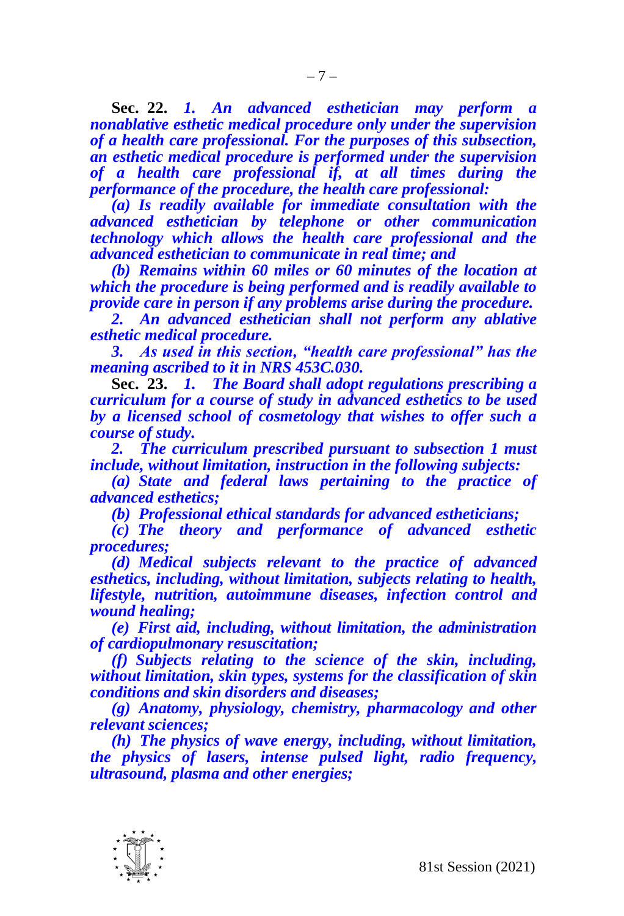**Sec. 22.** ***1. An advanced esthetician may perform a nonablative esthetic medical procedure only under the supervision of a health care professional. For the purposes of this subsection, an esthetic medical procedure is performed under the supervision of a health care professional if, at all times during the performance of the procedure, the health care professional:***

***(a) Is readily available for immediate consultation with the advanced esthetician by telephone or other communication technology which allows the health care professional and the advanced esthetician to communicate in real time; and***

***(b) Remains within 60 miles or 60 minutes of the location at which the procedure is being performed and is readily available to provide care in person if any problems arise during the procedure.***

***2. An advanced esthetician shall not perform any ablative esthetic medical procedure.***

***3. As used in this section, "health care professional" has the meaning ascribed to it in NRS 453C.030.***

**Sec. 23.** ***1. The Board shall adopt regulations prescribing a curriculum for a course of study in advanced esthetics to be used by a licensed school of cosmetology that wishes to offer such a course of study.***

***2. The curriculum prescribed pursuant to subsection 1 must include, without limitation, instruction in the following subjects:***

***(a) State and federal laws pertaining to the practice of advanced esthetics;***

***(b) Professional ethical standards for advanced estheticians;***

***(c) The theory and performance of advanced esthetic procedures;***

***(d) Medical subjects relevant to the practice of advanced esthetics, including, without limitation, subjects relating to health, lifestyle, nutrition, autoimmune diseases, infection control and wound healing;***

***(e) First aid, including, without limitation, the administration of cardiopulmonary resuscitation;***

***(f) Subjects relating to the science of the skin, including, without limitation, skin types, systems for the classification of skin conditions and skin disorders and diseases;***

***(g) Anatomy, physiology, chemistry, pharmacology and other relevant sciences;***

***(h) The physics of wave energy, including, without limitation, the physics of lasers, intense pulsed light, radio frequency, ultrasound, plasma and other energies;***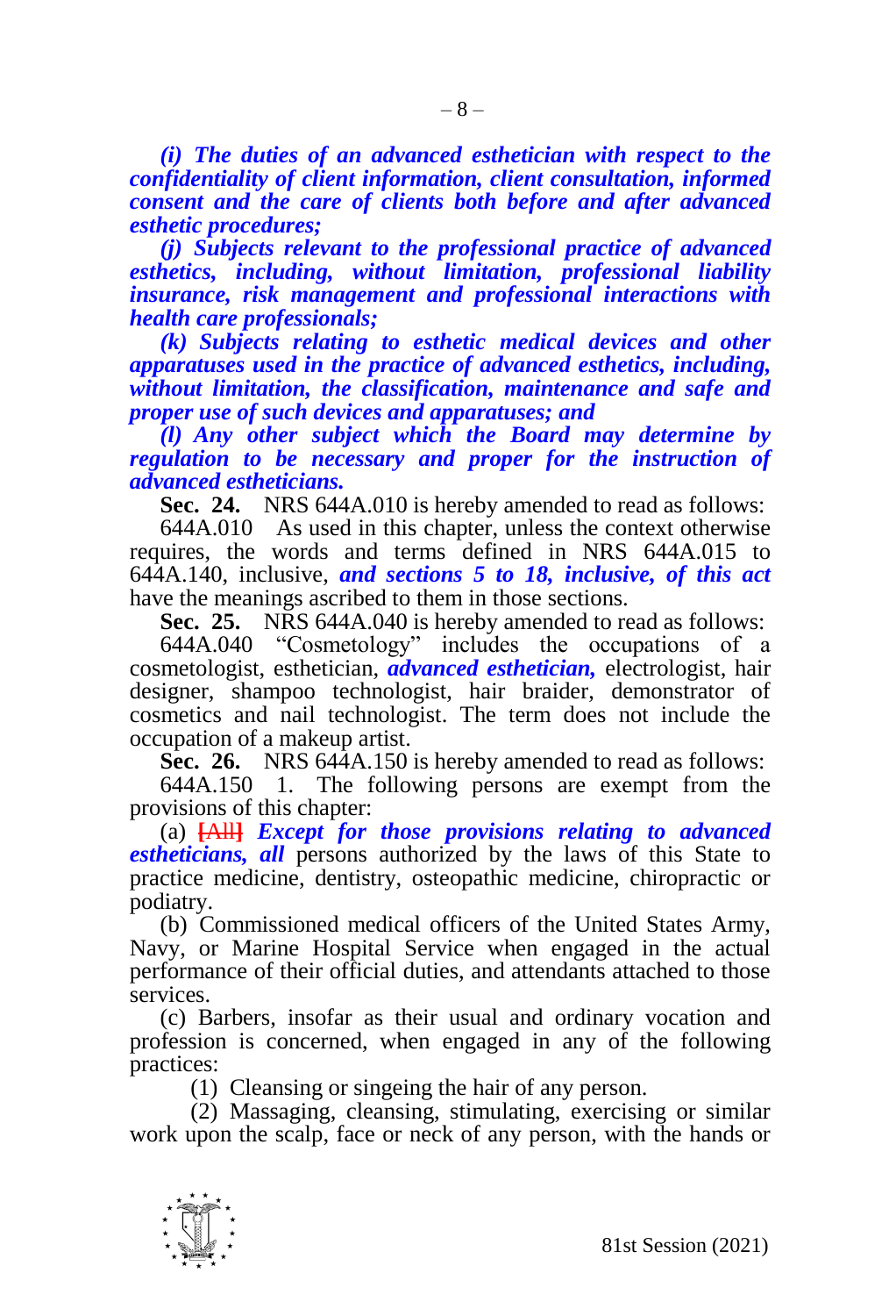*(i) The duties of an advanced esthetician with respect to the confidentiality of client information, client consultation, informed consent and the care of clients both before and after advanced esthetic procedures;*

*(j) Subjects relevant to the professional practice of advanced esthetics, including, without limitation, professional liability insurance, risk management and professional interactions with health care professionals;*

*(k) Subjects relating to esthetic medical devices and other apparatuses used in the practice of advanced esthetics, including, without limitation, the classification, maintenance and safe and proper use of such devices and apparatuses; and*

*(l) Any other subject which the Board may determine by regulation to be necessary and proper for the instruction of advanced estheticians.*

**Sec. 24.** NRS 644A.010 is hereby amended to read as follows:

644A.010 As used in this chapter, unless the context otherwise requires, the words and terms defined in NRS 644A.015 to 644A.140, inclusive, ***and sections 5 to 18, inclusive, of this act*** have the meanings ascribed to them in those sections.

**Sec. 25.** NRS 644A.040 is hereby amended to read as follows:

644A.040 "Cosmetology" includes the occupations of a cosmetologist, esthetician, ***advanced esthetician,*** electrologist, hair designer, shampoo technologist, hair braider, demonstrator of cosmetics and nail technologist. The term does not include the occupation of a makeup artist.

**Sec. 26.** NRS 644A.150 is hereby amended to read as follows:

644A.150 1. The following persons are exempt from the provisions of this chapter:

(a) **[All]** ***Except for those provisions relating to advanced estheticians, all*** persons authorized by the laws of this State to practice medicine, dentistry, osteopathic medicine, chiropractic or podiatry.

(b) Commissioned medical officers of the United States Army, Navy, or Marine Hospital Service when engaged in the actual performance of their official duties, and attendants attached to those services.

(c) Barbers, insofar as their usual and ordinary vocation and profession is concerned, when engaged in any of the following practices:

(1) Cleansing or singeing the hair of any person.

(2) Massaging, cleansing, stimulating, exercising or similar work upon the scalp, face or neck of any person, with the hands or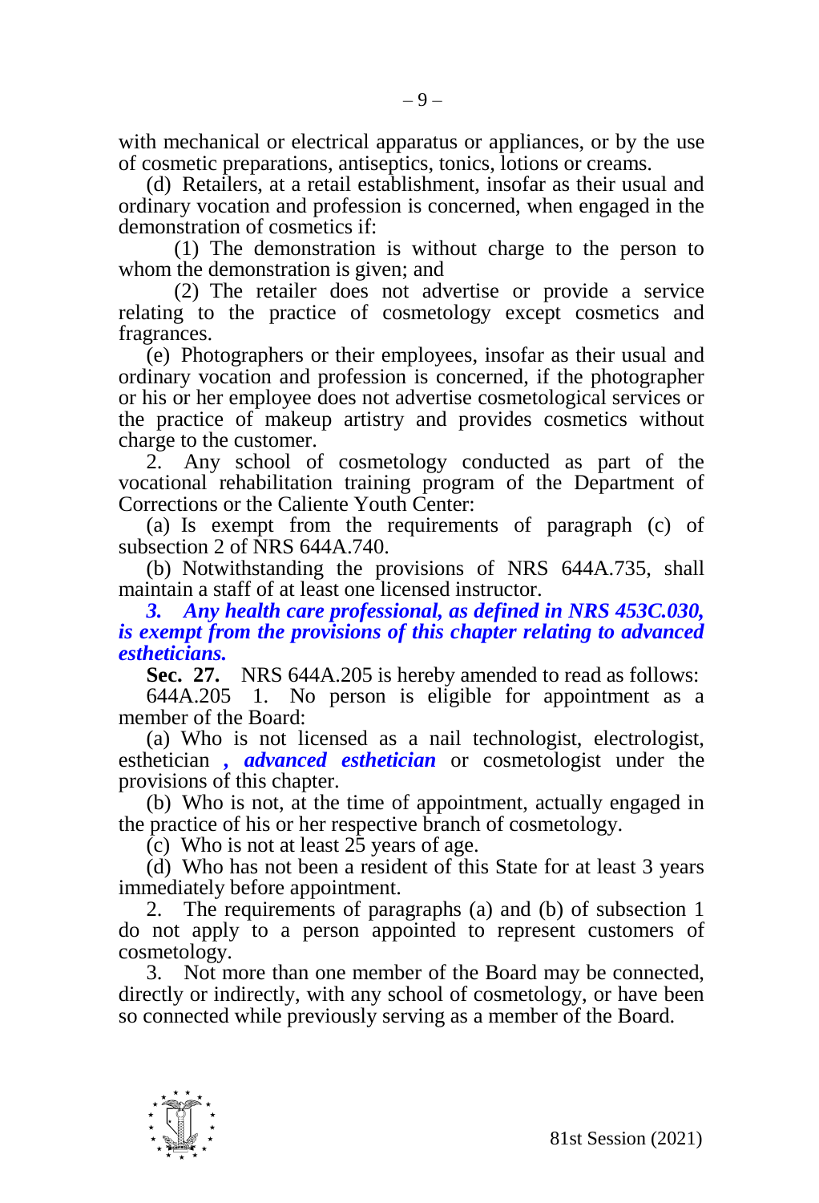with mechanical or electrical apparatus or appliances, or by the use of cosmetic preparations, antiseptics, tonics, lotions or creams.

(d) Retailers, at a retail establishment, insofar as their usual and ordinary vocation and profession is concerned, when engaged in the demonstration of cosmetics if:

(1) The demonstration is without charge to the person to whom the demonstration is given; and

(2) The retailer does not advertise or provide a service relating to the practice of cosmetology except cosmetics and fragrances.

(e) Photographers or their employees, insofar as their usual and ordinary vocation and profession is concerned, if the photographer or his or her employee does not advertise cosmetological services or the practice of makeup artistry and provides cosmetics without charge to the customer.

2. Any school of cosmetology conducted as part of the vocational rehabilitation training program of the Department of Corrections or the Caliente Youth Center:

(a) Is exempt from the requirements of paragraph (c) of subsection 2 of NRS 644A.740.

(b) Notwithstanding the provisions of NRS 644A.735, shall maintain a staff of at least one licensed instructor.

***3. Any health care professional, as defined in NRS 453C.030, is exempt from the provisions of this chapter relating to advanced estheticians.***

**Sec. 27.** NRS 644A.205 is hereby amended to read as follows:

644A.205 1. No person is eligible for appointment as a member of the Board:

(a) Who is not licensed as a nail technologist, electrologist, esthetician ***, advanced esthetician*** or cosmetologist under the provisions of this chapter.

(b) Who is not, at the time of appointment, actually engaged in the practice of his or her respective branch of cosmetology.

(c) Who is not at least 25 years of age.

(d) Who has not been a resident of this State for at least 3 years immediately before appointment.

2. The requirements of paragraphs (a) and (b) of subsection 1 do not apply to a person appointed to represent customers of cosmetology.

3. Not more than one member of the Board may be connected, directly or indirectly, with any school of cosmetology, or have been so connected while previously serving as a member of the Board.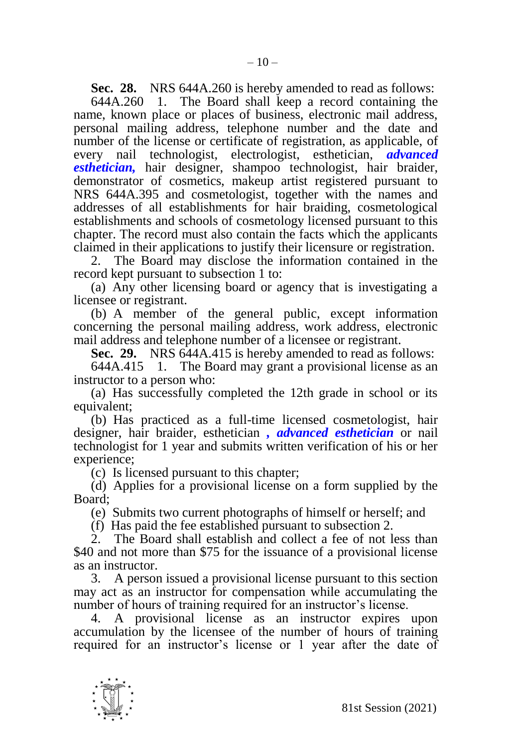**Sec. 28.** NRS 644A.260 is hereby amended to read as follows:

644A.260 1. The Board shall keep a record containing the name, known place or places of business, electronic mail address, personal mailing address, telephone number and the date and number of the license or certificate of registration, as applicable, of every nail technologist, electrologist, esthetician, ***advanced esthetician,*** hair designer, shampoo technologist, hair braider, demonstrator of cosmetics, makeup artist registered pursuant to NRS 644A.395 and cosmetologist, together with the names and addresses of all establishments for hair braiding, cosmetological establishments and schools of cosmetology licensed pursuant to this chapter. The record must also contain the facts which the applicants claimed in their applications to justify their licensure or registration.

2. The Board may disclose the information contained in the record kept pursuant to subsection 1 to:

(a) Any other licensing board or agency that is investigating a licensee or registrant.

(b) A member of the general public, except information concerning the personal mailing address, work address, electronic mail address and telephone number of a licensee or registrant.

**Sec. 29.** NRS 644A.415 is hereby amended to read as follows:

644A.415 1. The Board may grant a provisional license as an instructor to a person who:

(a) Has successfully completed the 12th grade in school or its equivalent;

(b) Has practiced as a full-time licensed cosmetologist, hair designer, hair braider, esthetician ***, advanced esthetician*** or nail technologist for 1 year and submits written verification of his or her experience;

(c) Is licensed pursuant to this chapter;

(d) Applies for a provisional license on a form supplied by the Board;

(e) Submits two current photographs of himself or herself; and

(f) Has paid the fee established pursuant to subsection 2.

2. The Board shall establish and collect a fee of not less than $40 and not more than $75 for the issuance of a provisional license as an instructor.

3. A person issued a provisional license pursuant to this section may act as an instructor for compensation while accumulating the number of hours of training required for an instructor's license.

4. A provisional license as an instructor expires upon accumulation by the licensee of the number of hours of training required for an instructor's license or 1 year after the date of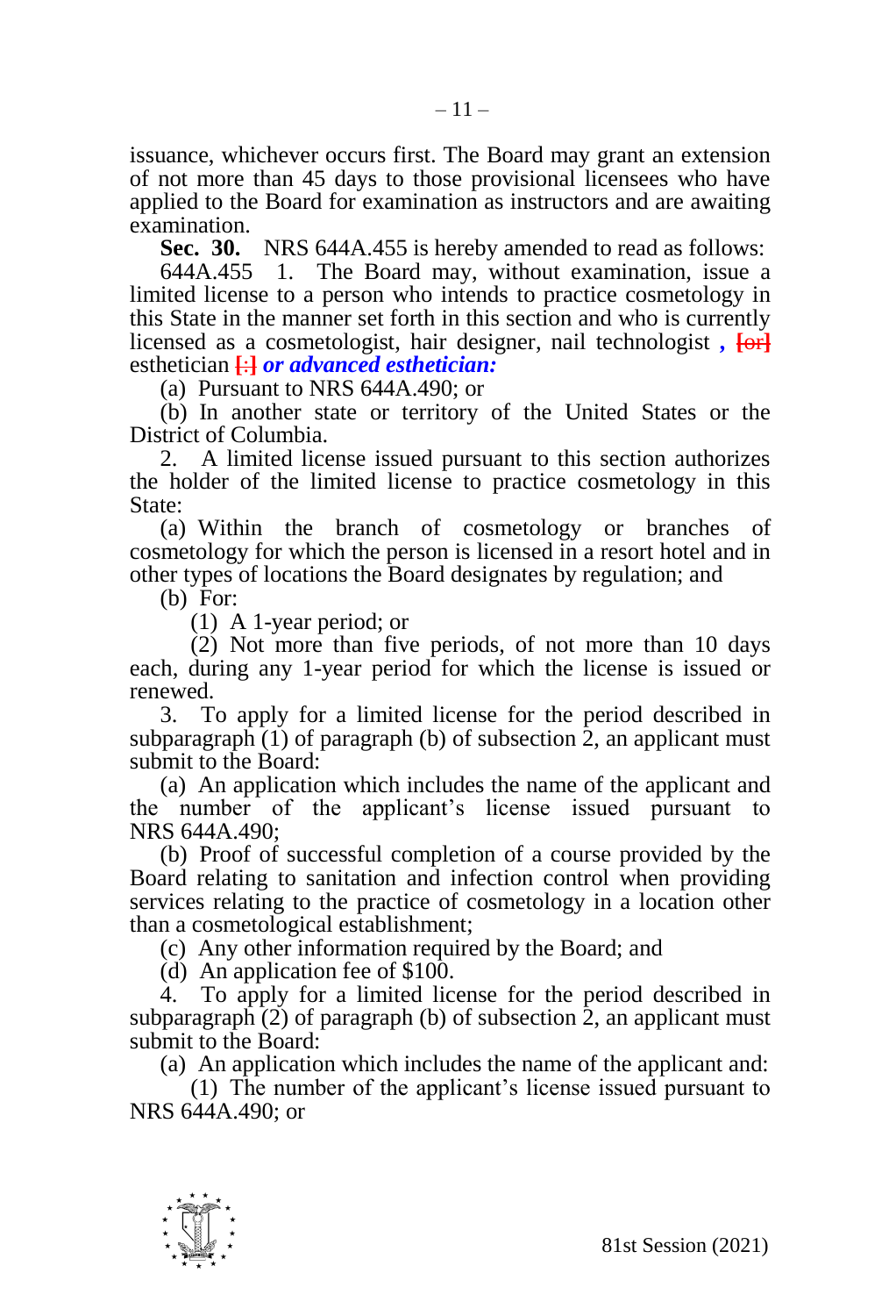issuance, whichever occurs first. The Board may grant an extension of not more than 45 days to those provisional licensees who have applied to the Board for examination as instructors and are awaiting examination.

**Sec. 30.** NRS 644A.455 is hereby amended to read as follows:

644A.455 1. The Board may, without examination, issue a limited license to a person who intends to practice cosmetology in this State in the manner set forth in this section and who is currently licensed as a cosmetologist, hair designer, nail technologist ***,*** [or] esthetician [:] ***or advanced esthetician:***

(a) Pursuant to NRS 644A.490; or

(b) In another state or territory of the United States or the District of Columbia.

2. A limited license issued pursuant to this section authorizes the holder of the limited license to practice cosmetology in this State:

(a) Within the branch of cosmetology or branches of cosmetology for which the person is licensed in a resort hotel and in other types of locations the Board designates by regulation; and

(b) For:

(1) A 1-year period; or

(2) Not more than five periods, of not more than 10 days each, during any 1-year period for which the license is issued or renewed.

3. To apply for a limited license for the period described in subparagraph (1) of paragraph (b) of subsection 2, an applicant must submit to the Board:

(a) An application which includes the name of the applicant and the number of the applicant's license issued pursuant to NRS 644A.490;

(b) Proof of successful completion of a course provided by the Board relating to sanitation and infection control when providing services relating to the practice of cosmetology in a location other than a cosmetological establishment;

(c) Any other information required by the Board; and

(d) An application fee of $100.

4. To apply for a limited license for the period described in subparagraph (2) of paragraph (b) of subsection 2, an applicant must submit to the Board:

(a) An application which includes the name of the applicant and:

(1) The number of the applicant's license issued pursuant to NRS 644A.490; or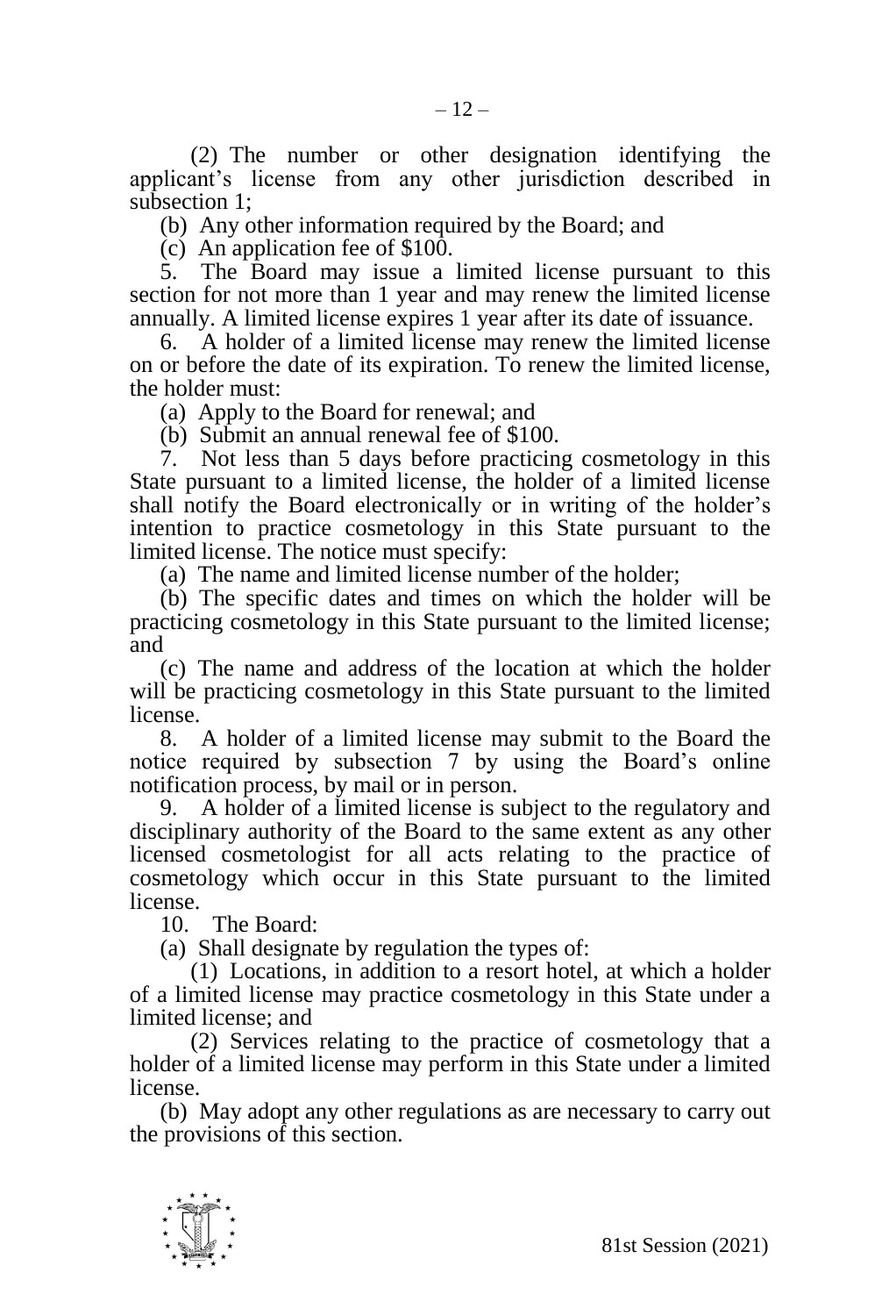(2) The number or other designation identifying the applicant's license from any other jurisdiction described in subsection 1;

(b) Any other information required by the Board; and

(c) An application fee of $100.

5. The Board may issue a limited license pursuant to this section for not more than 1 year and may renew the limited license annually. A limited license expires 1 year after its date of issuance.

6. A holder of a limited license may renew the limited license on or before the date of its expiration. To renew the limited license, the holder must:

(a) Apply to the Board for renewal; and

(b) Submit an annual renewal fee of $100.

7. Not less than 5 days before practicing cosmetology in this State pursuant to a limited license, the holder of a limited license shall notify the Board electronically or in writing of the holder's intention to practice cosmetology in this State pursuant to the limited license. The notice must specify:

(a) The name and limited license number of the holder;

(b) The specific dates and times on which the holder will be practicing cosmetology in this State pursuant to the limited license; and

(c) The name and address of the location at which the holder will be practicing cosmetology in this State pursuant to the limited license.

8. A holder of a limited license may submit to the Board the notice required by subsection 7 by using the Board's online notification process, by mail or in person.

9. A holder of a limited license is subject to the regulatory and disciplinary authority of the Board to the same extent as any other licensed cosmetologist for all acts relating to the practice of cosmetology which occur in this State pursuant to the limited license.

10. The Board:

(a) Shall designate by regulation the types of:

(1) Locations, in addition to a resort hotel, at which a holder of a limited license may practice cosmetology in this State under a limited license; and

(2) Services relating to the practice of cosmetology that a holder of a limited license may perform in this State under a limited license.

(b) May adopt any other regulations as are necessary to carry out the provisions of this section.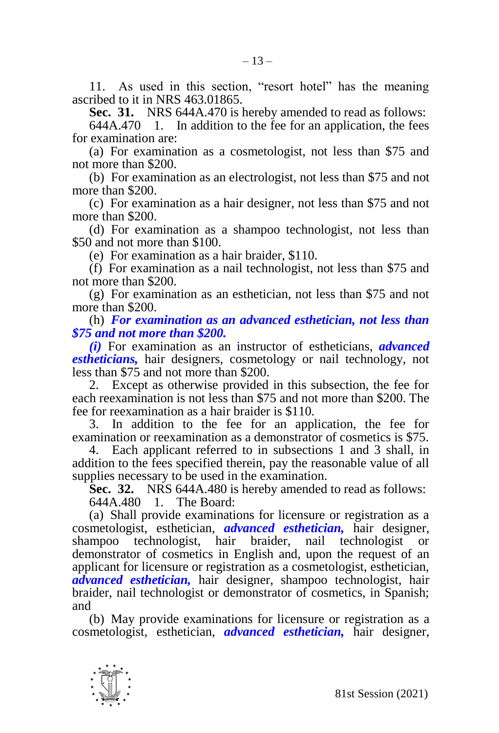11. As used in this section, "resort hotel" has the meaning ascribed to it in NRS 463.01865.

**Sec. 31.** NRS 644A.470 is hereby amended to read as follows:

644A.470 1. In addition to the fee for an application, the fees for examination are:

(a) For examination as a cosmetologist, not less than $75 and not more than $200.

(b) For examination as an electrologist, not less than $75 and not more than $200.

(c) For examination as a hair designer, not less than $75 and not more than $200.

(d) For examination as a shampoo technologist, not less than $50 and not more than $100.

(e) For examination as a hair braider, $110.

(f) For examination as a nail technologist, not less than $75 and not more than $200.

(g) For examination as an esthetician, not less than $75 and not more than $200.

(h) ***For examination as an advanced esthetician, not less than $75 and not more than $200.***

***(i)*** For examination as an instructor of estheticians, ***advanced estheticians,*** hair designers, cosmetology or nail technology, not less than $75 and not more than $200.

2. Except as otherwise provided in this subsection, the fee for each reexamination is not less than $75 and not more than $200. The fee for reexamination as a hair braider is $110.

3. In addition to the fee for an application, the fee for examination or reexamination as a demonstrator of cosmetics is $75.

4. Each applicant referred to in subsections 1 and 3 shall, in addition to the fees specified therein, pay the reasonable value of all supplies necessary to be used in the examination.

**Sec. 32.** NRS 644A.480 is hereby amended to read as follows:

644A.480 1. The Board:

(a) Shall provide examinations for licensure or registration as a cosmetologist, esthetician, ***advanced esthetician,*** hair designer, shampoo technologist, hair braider, nail technologist or demonstrator of cosmetics in English and, upon the request of an applicant for licensure or registration as a cosmetologist, esthetician, ***advanced esthetician,*** hair designer, shampoo technologist, hair braider, nail technologist or demonstrator of cosmetics, in Spanish; and

(b) May provide examinations for licensure or registration as a cosmetologist, esthetician, ***advanced esthetician,*** hair designer,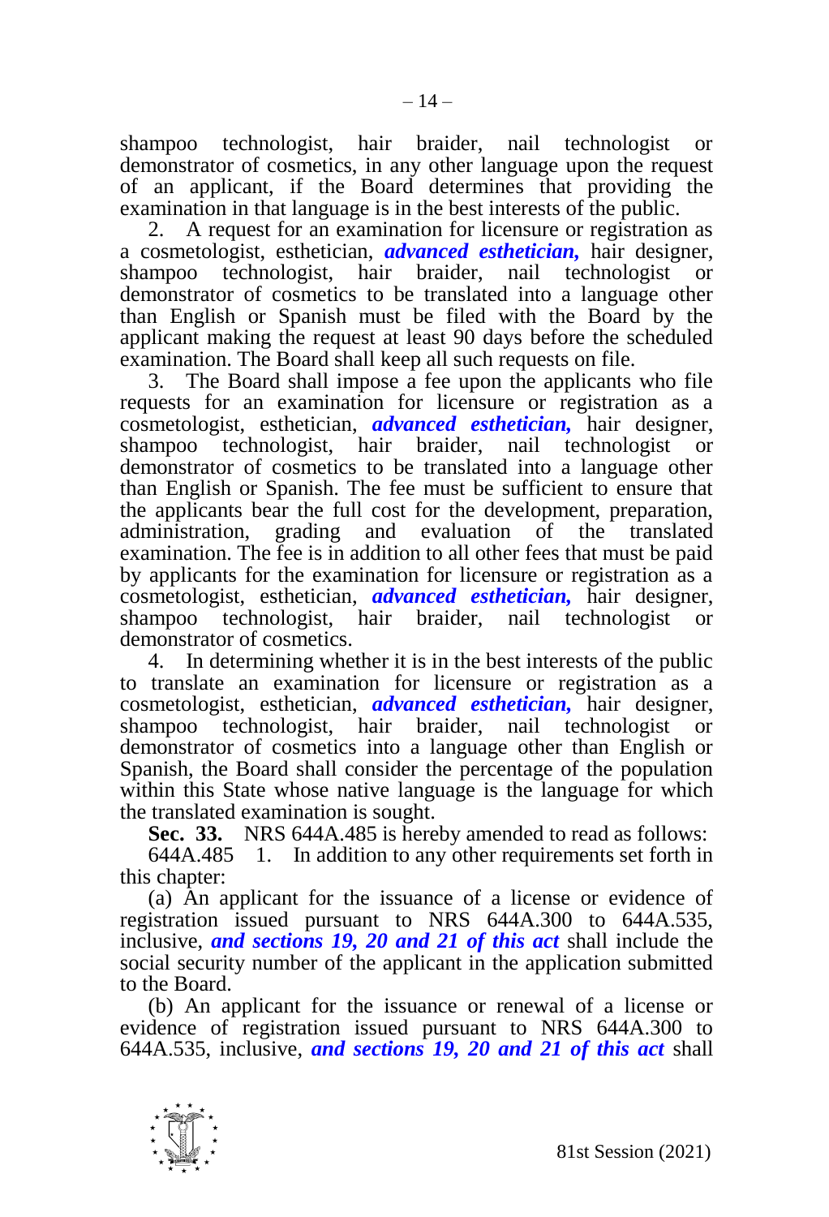shampoo technologist, hair braider, nail technologist or demonstrator of cosmetics, in any other language upon the request of an applicant, if the Board determines that providing the examination in that language is in the best interests of the public.

2. A request for an examination for licensure or registration as a cosmetologist, esthetician, ***advanced esthetician,*** hair designer, shampoo technologist, hair braider, nail technologist or demonstrator of cosmetics to be translated into a language other than English or Spanish must be filed with the Board by the applicant making the request at least 90 days before the scheduled examination. The Board shall keep all such requests on file.

3. The Board shall impose a fee upon the applicants who file requests for an examination for licensure or registration as a cosmetologist, esthetician, ***advanced esthetician,*** hair designer, shampoo technologist, hair braider, nail technologist or demonstrator of cosmetics to be translated into a language other than English or Spanish. The fee must be sufficient to ensure that the applicants bear the full cost for the development, preparation, administration, grading and evaluation of the translated examination. The fee is in addition to all other fees that must be paid by applicants for the examination for licensure or registration as a cosmetologist, esthetician, ***advanced esthetician,*** hair designer, shampoo technologist, hair braider, nail technologist or demonstrator of cosmetics.

4. In determining whether it is in the best interests of the public to translate an examination for licensure or registration as a cosmetologist, esthetician, ***advanced esthetician,*** hair designer, shampoo technologist, hair braider, nail technologist or demonstrator of cosmetics into a language other than English or Spanish, the Board shall consider the percentage of the population within this State whose native language is the language for which the translated examination is sought.

**Sec. 33.** NRS 644A.485 is hereby amended to read as follows:

644A.485 1. In addition to any other requirements set forth in this chapter:

(a) An applicant for the issuance of a license or evidence of registration issued pursuant to NRS 644A.300 to 644A.535, inclusive, ***and sections 19, 20 and 21 of this act*** shall include the social security number of the applicant in the application submitted to the Board.

(b) An applicant for the issuance or renewal of a license or evidence of registration issued pursuant to NRS 644A.300 to 644A.535, inclusive, ***and sections 19, 20 and 21 of this act*** shall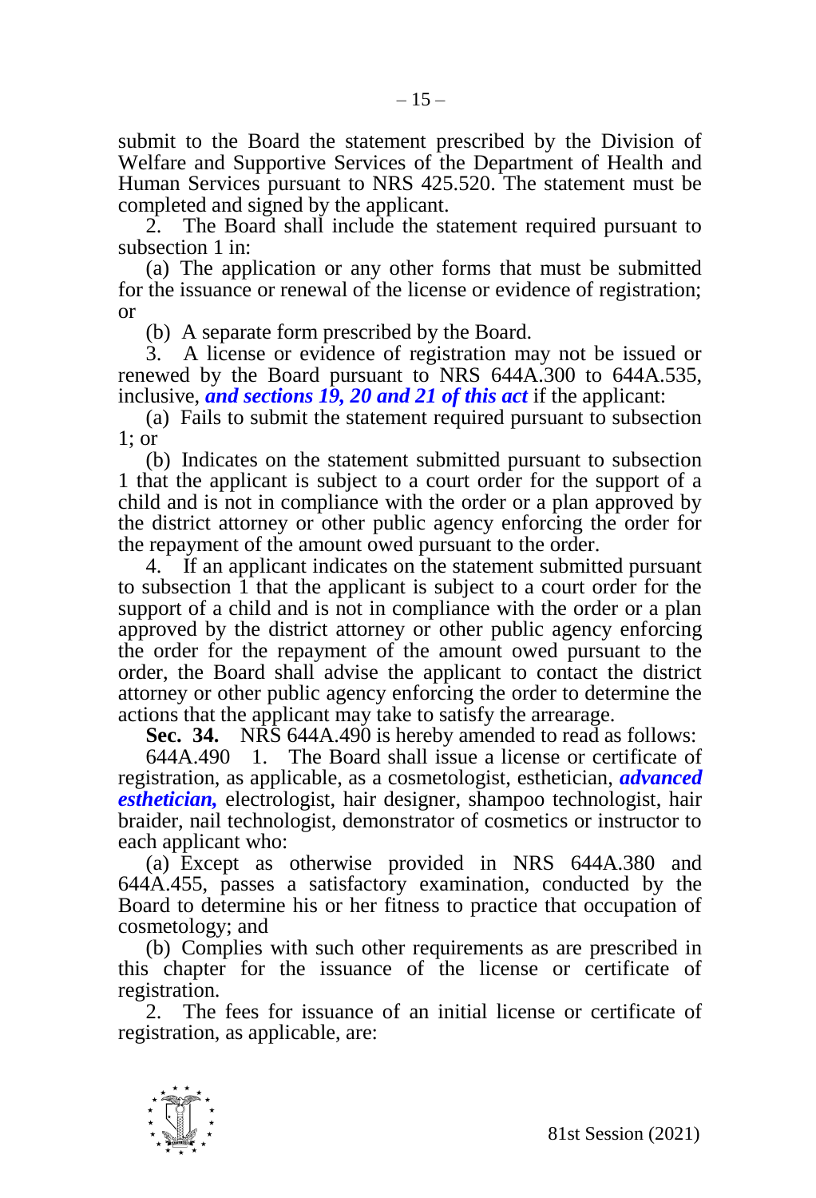submit to the Board the statement prescribed by the Division of Welfare and Supportive Services of the Department of Health and Human Services pursuant to NRS 425.520. The statement must be completed and signed by the applicant.

2. The Board shall include the statement required pursuant to subsection 1 in:

(a) The application or any other forms that must be submitted for the issuance or renewal of the license or evidence of registration; or

(b) A separate form prescribed by the Board.

3. A license or evidence of registration may not be issued or renewed by the Board pursuant to NRS 644A.300 to 644A.535, inclusive, ***and sections 19, 20 and 21 of this act*** if the applicant:

(a) Fails to submit the statement required pursuant to subsection 1; or

(b) Indicates on the statement submitted pursuant to subsection 1 that the applicant is subject to a court order for the support of a child and is not in compliance with the order or a plan approved by the district attorney or other public agency enforcing the order for the repayment of the amount owed pursuant to the order.

4. If an applicant indicates on the statement submitted pursuant to subsection 1 that the applicant is subject to a court order for the support of a child and is not in compliance with the order or a plan approved by the district attorney or other public agency enforcing the order for the repayment of the amount owed pursuant to the order, the Board shall advise the applicant to contact the district attorney or other public agency enforcing the order to determine the actions that the applicant may take to satisfy the arrearage.

**Sec. 34.** NRS 644A.490 is hereby amended to read as follows:

644A.490 1. The Board shall issue a license or certificate of registration, as applicable, as a cosmetologist, esthetician, ***advanced esthetician,*** electrologist, hair designer, shampoo technologist, hair braider, nail technologist, demonstrator of cosmetics or instructor to each applicant who:

(a) Except as otherwise provided in NRS 644A.380 and 644A.455, passes a satisfactory examination, conducted by the Board to determine his or her fitness to practice that occupation of cosmetology; and

(b) Complies with such other requirements as are prescribed in this chapter for the issuance of the license or certificate of registration.

2. The fees for issuance of an initial license or certificate of registration, as applicable, are: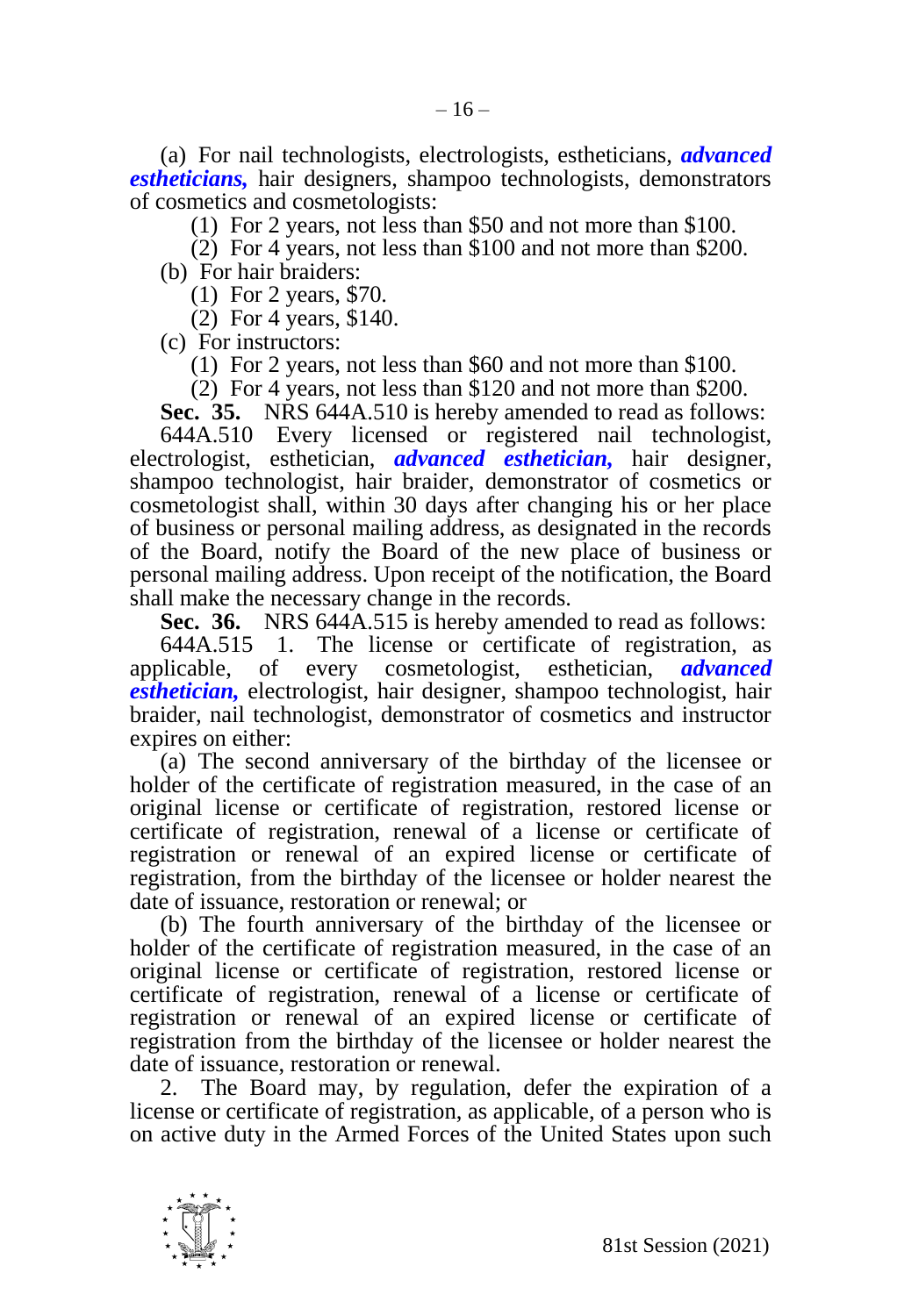(a) For nail technologists, electrologists, estheticians, ***advanced estheticians,*** hair designers, shampoo technologists, demonstrators of cosmetics and cosmetologists:

(1) For 2 years, not less than $50 and not more than $100.

(2) For 4 years, not less than $100 and not more than $200.

(b) For hair braiders:

(1) For 2 years, $70.

(2) For 4 years, $140.

(c) For instructors:

(1) For 2 years, not less than $60 and not more than $100.

(2) For 4 years, not less than $120 and not more than $200.

**Sec. 35.** NRS 644A.510 is hereby amended to read as follows:

644A.510 Every licensed or registered nail technologist, electrologist, esthetician, ***advanced esthetician,*** hair designer, shampoo technologist, hair braider, demonstrator of cosmetics or cosmetologist shall, within 30 days after changing his or her place of business or personal mailing address, as designated in the records of the Board, notify the Board of the new place of business or personal mailing address. Upon receipt of the notification, the Board shall make the necessary change in the records.

**Sec. 36.** NRS 644A.515 is hereby amended to read as follows:

644A.515 1. The license or certificate of registration, as applicable, of every cosmetologist, esthetician, ***advanced esthetician,*** electrologist, hair designer, shampoo technologist, hair braider, nail technologist, demonstrator of cosmetics and instructor expires on either:

(a) The second anniversary of the birthday of the licensee or holder of the certificate of registration measured, in the case of an original license or certificate of registration, restored license or certificate of registration, renewal of a license or certificate of registration or renewal of an expired license or certificate of registration, from the birthday of the licensee or holder nearest the date of issuance, restoration or renewal; or

(b) The fourth anniversary of the birthday of the licensee or holder of the certificate of registration measured, in the case of an original license or certificate of registration, restored license or certificate of registration, renewal of a license or certificate of registration or renewal of an expired license or certificate of registration from the birthday of the licensee or holder nearest the date of issuance, restoration or renewal.

2. The Board may, by regulation, defer the expiration of a license or certificate of registration, as applicable, of a person who is on active duty in the Armed Forces of the United States upon such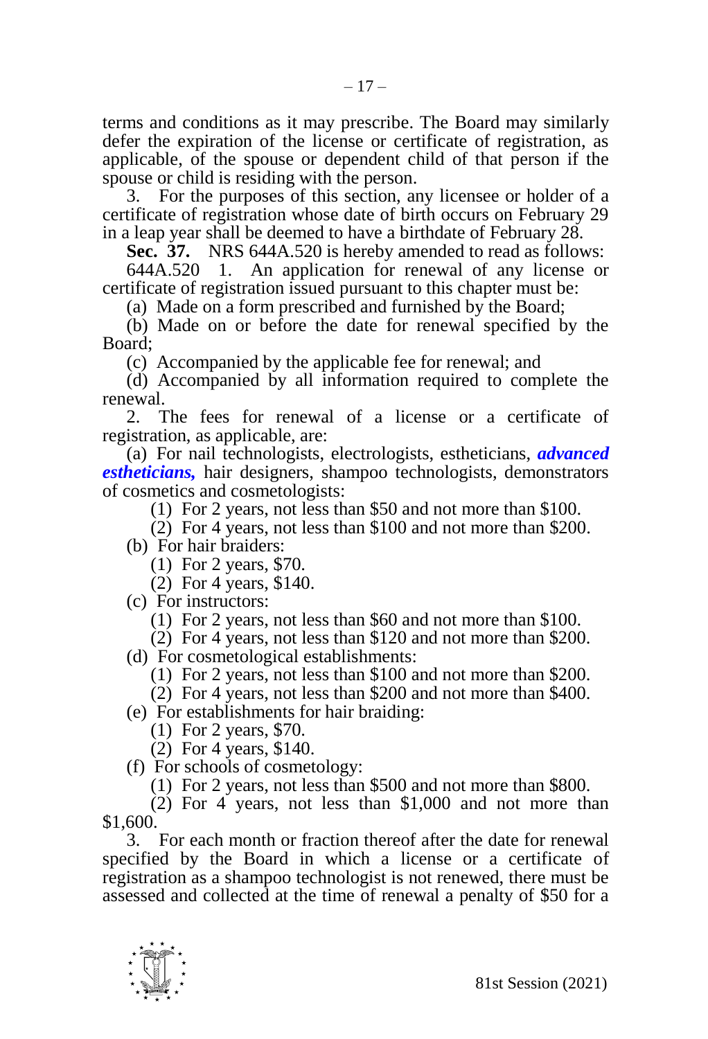terms and conditions as it may prescribe. The Board may similarly defer the expiration of the license or certificate of registration, as applicable, of the spouse or dependent child of that person if the spouse or child is residing with the person.

3. For the purposes of this section, any licensee or holder of a certificate of registration whose date of birth occurs on February 29 in a leap year shall be deemed to have a birthdate of February 28.

**Sec. 37.** NRS 644A.520 is hereby amended to read as follows:

644A.520 1. An application for renewal of any license or certificate of registration issued pursuant to this chapter must be:

(a) Made on a form prescribed and furnished by the Board;

(b) Made on or before the date for renewal specified by the Board;

(c) Accompanied by the applicable fee for renewal; and

(d) Accompanied by all information required to complete the renewal.

2. The fees for renewal of a license or a certificate of registration, as applicable, are:

(a) For nail technologists, electrologists, estheticians, ***advanced estheticians,*** hair designers, shampoo technologists, demonstrators of cosmetics and cosmetologists:

(1) For 2 years, not less than \$50 and not more than \$100.

(2) For 4 years, not less than \$100 and not more than \$200.

(b) For hair braiders:

(1) For 2 years, \$70.

(2) For 4 years, \$140.

(c) For instructors:

(1) For 2 years, not less than \$60 and not more than \$100.

(2) For 4 years, not less than \$120 and not more than \$200.

(d) For cosmetological establishments:

(1) For 2 years, not less than \$100 and not more than \$200.

(2) For 4 years, not less than \$200 and not more than \$400.

(e) For establishments for hair braiding:

(1) For 2 years, \$70.

(2) For 4 years, \$140.

(f) For schools of cosmetology:

(1) For 2 years, not less than \$500 and not more than \$800.

(2) For 4 years, not less than \$1,000 and not more than \$1,600.

3. For each month or fraction thereof after the date for renewal specified by the Board in which a license or a certificate of registration as a shampoo technologist is not renewed, there must be assessed and collected at the time of renewal a penalty of \$50 for a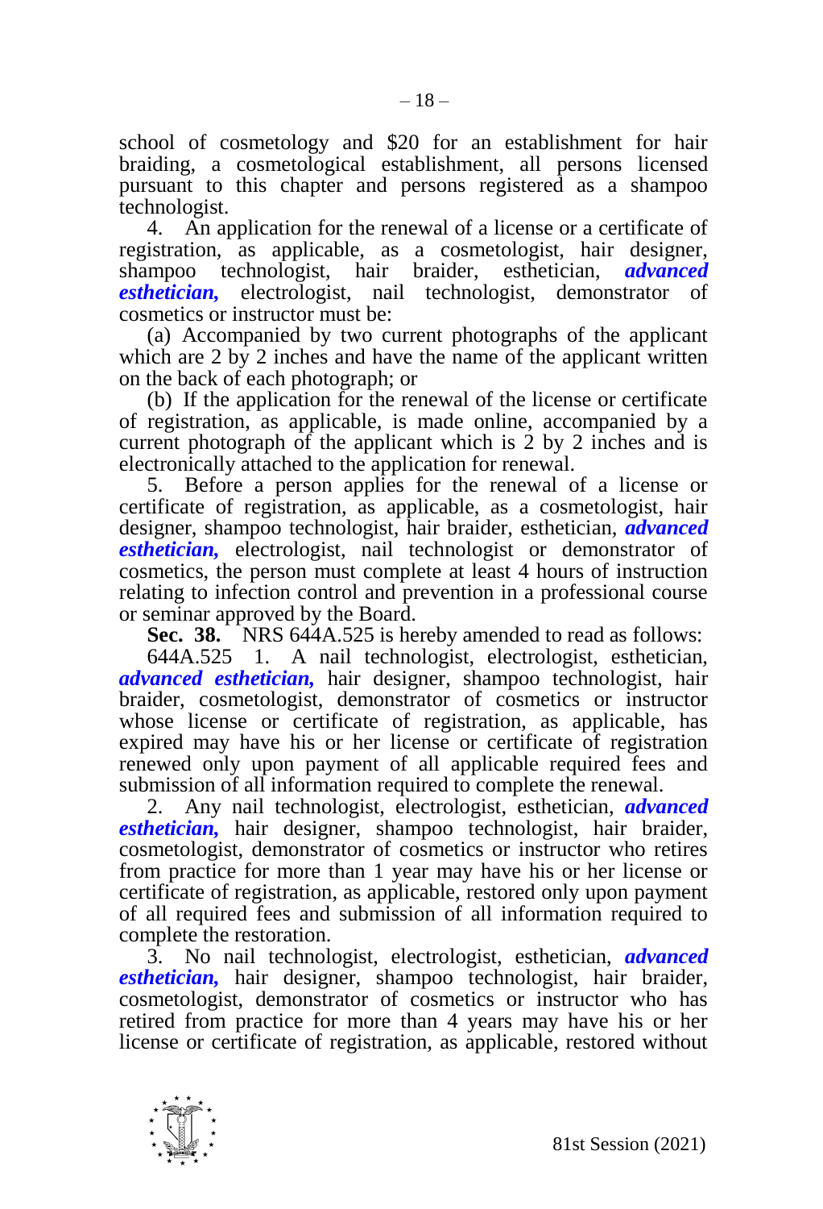school of cosmetology and $20 for an establishment for hair braiding, a cosmetological establishment, all persons licensed pursuant to this chapter and persons registered as a shampoo technologist.

4. An application for the renewal of a license or a certificate of registration, as applicable, as a cosmetologist, hair designer, shampoo technologist, hair braider, esthetician, ***advanced esthetician,*** electrologist, nail technologist, demonstrator of cosmetics or instructor must be:

(a) Accompanied by two current photographs of the applicant which are 2 by 2 inches and have the name of the applicant written on the back of each photograph; or

(b) If the application for the renewal of the license or certificate of registration, as applicable, is made online, accompanied by a current photograph of the applicant which is 2 by 2 inches and is electronically attached to the application for renewal.

5. Before a person applies for the renewal of a license or certificate of registration, as applicable, as a cosmetologist, hair designer, shampoo technologist, hair braider, esthetician, ***advanced esthetician,*** electrologist, nail technologist or demonstrator of cosmetics, the person must complete at least 4 hours of instruction relating to infection control and prevention in a professional course or seminar approved by the Board.

**Sec. 38.** NRS 644A.525 is hereby amended to read as follows:

644A.525 1. A nail technologist, electrologist, esthetician, ***advanced esthetician,*** hair designer, shampoo technologist, hair braider, cosmetologist, demonstrator of cosmetics or instructor whose license or certificate of registration, as applicable, has expired may have his or her license or certificate of registration renewed only upon payment of all applicable required fees and submission of all information required to complete the renewal.

2. Any nail technologist, electrologist, esthetician, ***advanced esthetician,*** hair designer, shampoo technologist, hair braider, cosmetologist, demonstrator of cosmetics or instructor who retires from practice for more than 1 year may have his or her license or certificate of registration, as applicable, restored only upon payment of all required fees and submission of all information required to complete the restoration.

3. No nail technologist, electrologist, esthetician, ***advanced esthetician,*** hair designer, shampoo technologist, hair braider, cosmetologist, demonstrator of cosmetics or instructor who has retired from practice for more than 4 years may have his or her license or certificate of registration, as applicable, restored without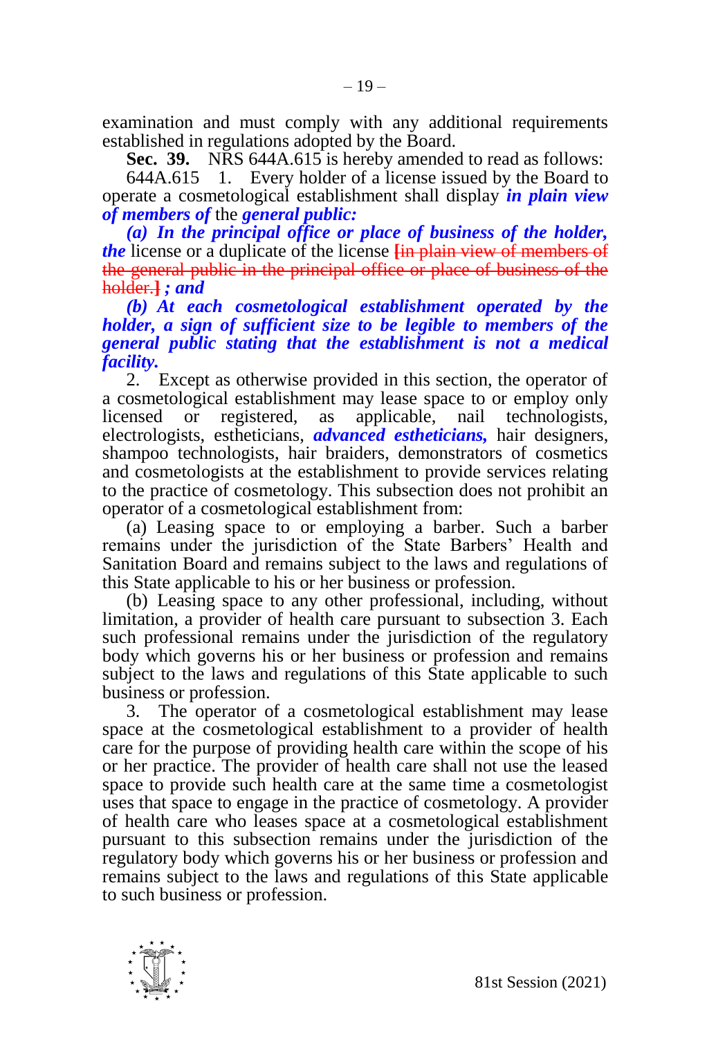examination and must comply with any additional requirements established in regulations adopted by the Board.

**Sec. 39.** NRS 644A.615 is hereby amended to read as follows:

644A.615 1. Every holder of a license issued by the Board to operate a cosmetological establishment shall display ***in plain view of members of*** the ***general public:***

***(a) In the principal office or place of business of the holder, the*** license or a duplicate of the license ~~[in plain view of members of the general public in the principal office or place of business of the holder.]~~ ***; and***

***(b) At each cosmetological establishment operated by the holder, a sign of sufficient size to be legible to members of the general public stating that the establishment is not a medical facility.***

2. Except as otherwise provided in this section, the operator of a cosmetological establishment may lease space to or employ only licensed or registered, as applicable, nail technologists, electrologists, estheticians, ***advanced estheticians,*** hair designers, shampoo technologists, hair braiders, demonstrators of cosmetics and cosmetologists at the establishment to provide services relating to the practice of cosmetology. This subsection does not prohibit an operator of a cosmetological establishment from:

(a) Leasing space to or employing a barber. Such a barber remains under the jurisdiction of the State Barbers' Health and Sanitation Board and remains subject to the laws and regulations of this State applicable to his or her business or profession.

(b) Leasing space to any other professional, including, without limitation, a provider of health care pursuant to subsection 3. Each such professional remains under the jurisdiction of the regulatory body which governs his or her business or profession and remains subject to the laws and regulations of this State applicable to such business or profession.

3. The operator of a cosmetological establishment may lease space at the cosmetological establishment to a provider of health care for the purpose of providing health care within the scope of his or her practice. The provider of health care shall not use the leased space to provide such health care at the same time a cosmetologist uses that space to engage in the practice of cosmetology. A provider of health care who leases space at a cosmetological establishment pursuant to this subsection remains under the jurisdiction of the regulatory body which governs his or her business or profession and remains subject to the laws and regulations of this State applicable to such business or profession.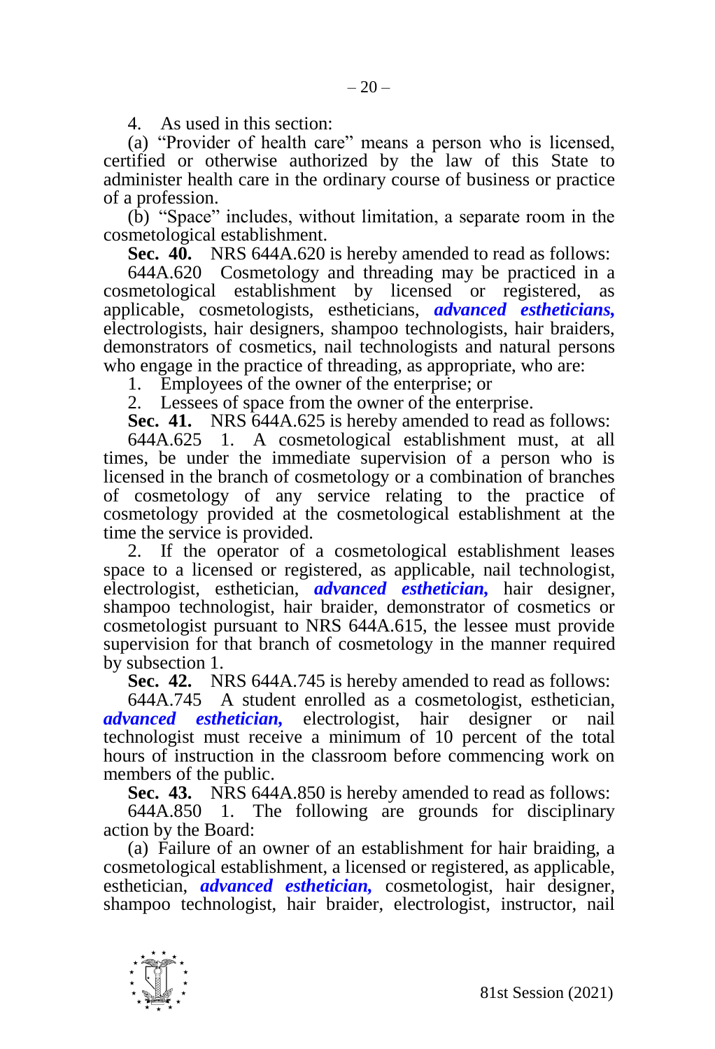4. As used in this section:

(a) "Provider of health care" means a person who is licensed, certified or otherwise authorized by the law of this State to administer health care in the ordinary course of business or practice of a profession.

(b) "Space" includes, without limitation, a separate room in the cosmetological establishment.

**Sec. 40.** NRS 644A.620 is hereby amended to read as follows:

644A.620 Cosmetology and threading may be practiced in a cosmetological establishment by licensed or registered, as applicable, cosmetologists, estheticians, ***advanced estheticians,*** electrologists, hair designers, shampoo technologists, hair braiders, demonstrators of cosmetics, nail technologists and natural persons who engage in the practice of threading, as appropriate, who are:

1. Employees of the owner of the enterprise; or

2. Lessees of space from the owner of the enterprise.

**Sec. 41.** NRS 644A.625 is hereby amended to read as follows:

644A.625 1. A cosmetological establishment must, at all times, be under the immediate supervision of a person who is licensed in the branch of cosmetology or a combination of branches of cosmetology of any service relating to the practice of cosmetology provided at the cosmetological establishment at the time the service is provided.

2. If the operator of a cosmetological establishment leases space to a licensed or registered, as applicable, nail technologist, electrologist, esthetician, ***advanced esthetician,*** hair designer, shampoo technologist, hair braider, demonstrator of cosmetics or cosmetologist pursuant to NRS 644A.615, the lessee must provide supervision for that branch of cosmetology in the manner required by subsection 1.

**Sec. 42.** NRS 644A.745 is hereby amended to read as follows:

644A.745 A student enrolled as a cosmetologist, esthetician, ***advanced esthetician,*** electrologist, hair designer or nail technologist must receive a minimum of 10 percent of the total hours of instruction in the classroom before commencing work on members of the public.

**Sec. 43.** NRS 644A.850 is hereby amended to read as follows:

644A.850 1. The following are grounds for disciplinary action by the Board:

(a) Failure of an owner of an establishment for hair braiding, a cosmetological establishment, a licensed or registered, as applicable, esthetician, ***advanced esthetician,*** cosmetologist, hair designer, shampoo technologist, hair braider, electrologist, instructor, nail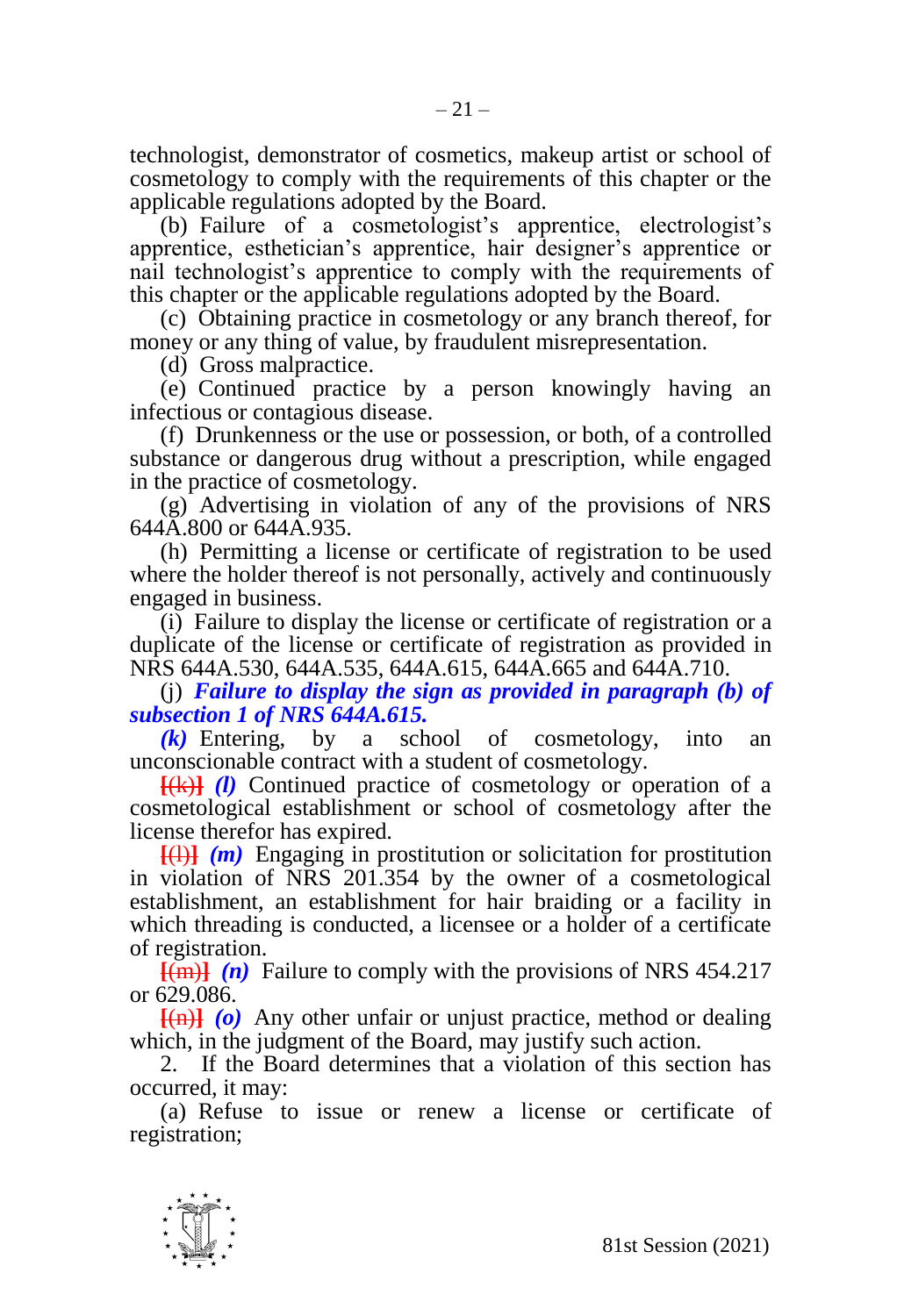technologist, demonstrator of cosmetics, makeup artist or school of cosmetology to comply with the requirements of this chapter or the applicable regulations adopted by the Board.

(b) Failure of a cosmetologist's apprentice, electrologist's apprentice, esthetician's apprentice, hair designer's apprentice or nail technologist's apprentice to comply with the requirements of this chapter or the applicable regulations adopted by the Board.

(c) Obtaining practice in cosmetology or any branch thereof, for money or any thing of value, by fraudulent misrepresentation.

(d) Gross malpractice.

(e) Continued practice by a person knowingly having an infectious or contagious disease.

(f) Drunkenness or the use or possession, or both, of a controlled substance or dangerous drug without a prescription, while engaged in the practice of cosmetology.

(g) Advertising in violation of any of the provisions of NRS 644A.800 or 644A.935.

(h) Permitting a license or certificate of registration to be used where the holder thereof is not personally, actively and continuously engaged in business.

(i) Failure to display the license or certificate of registration or a duplicate of the license or certificate of registration as provided in NRS 644A.530, 644A.535, 644A.615, 644A.665 and 644A.710.

(j) ***Failure to display the sign as provided in paragraph (b) of subsection 1 of NRS 644A.615.***

***(k)*** Entering, by a school of cosmetology, into an unconscionable contract with a student of cosmetology.

[(k)] ***(l)*** Continued practice of cosmetology or operation of a cosmetological establishment or school of cosmetology after the license therefor has expired.

[(l)] ***(m)*** Engaging in prostitution or solicitation for prostitution in violation of NRS 201.354 by the owner of a cosmetological establishment, an establishment for hair braiding or a facility in which threading is conducted, a licensee or a holder of a certificate of registration.

[(m)] ***(n)*** Failure to comply with the provisions of NRS 454.217 or 629.086.

[(n)] ***(o)*** Any other unfair or unjust practice, method or dealing which, in the judgment of the Board, may justify such action.

2. If the Board determines that a violation of this section has occurred, it may:

(a) Refuse to issue or renew a license or certificate of registration;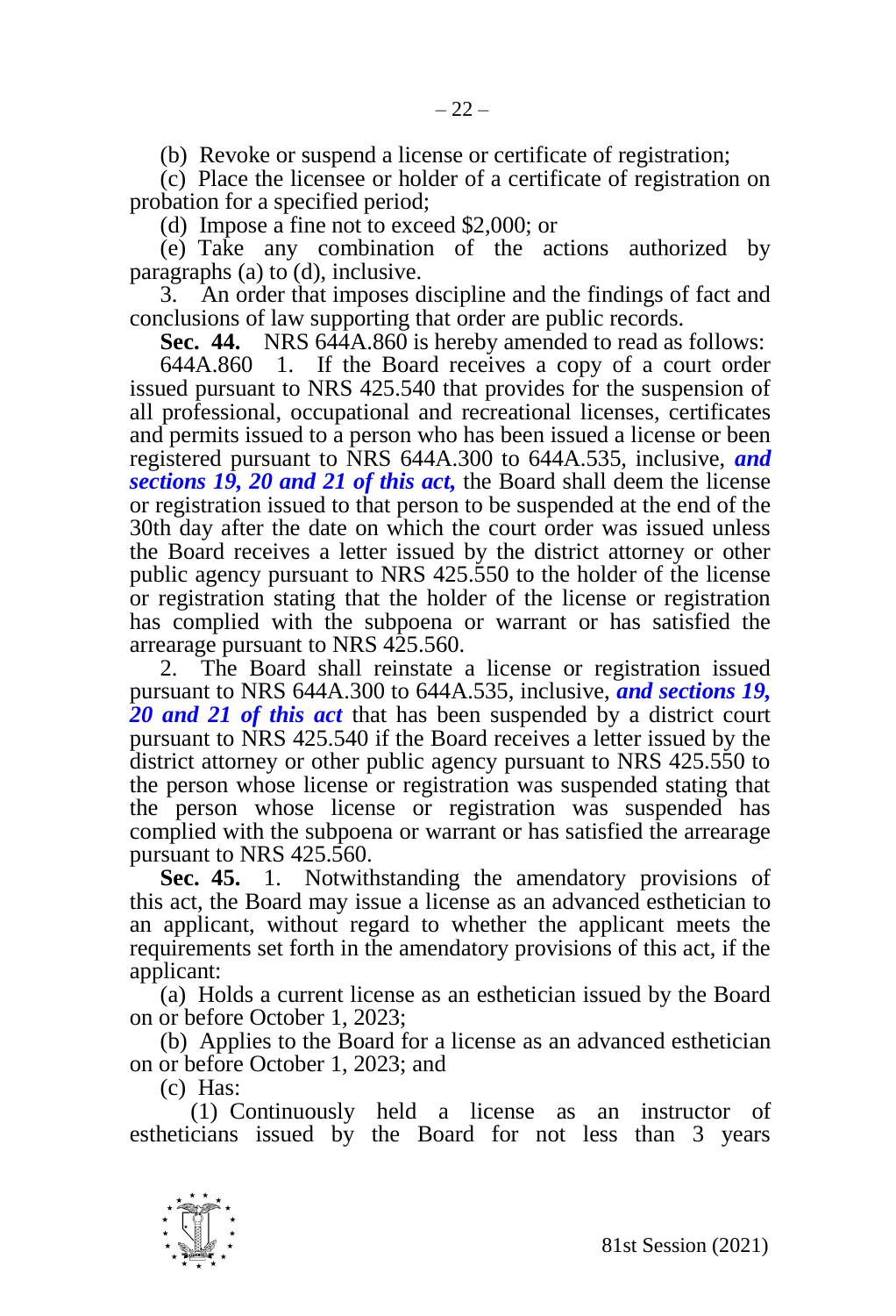(b) Revoke or suspend a license or certificate of registration;

(c) Place the licensee or holder of a certificate of registration on probation for a specified period;

(d) Impose a fine not to exceed $2,000; or

(e) Take any combination of the actions authorized by paragraphs (a) to (d), inclusive.

3. An order that imposes discipline and the findings of fact and conclusions of law supporting that order are public records.

**Sec. 44.** NRS 644A.860 is hereby amended to read as follows:

644A.860 1. If the Board receives a copy of a court order issued pursuant to NRS 425.540 that provides for the suspension of all professional, occupational and recreational licenses, certificates and permits issued to a person who has been issued a license or been registered pursuant to NRS 644A.300 to 644A.535, inclusive, ***and sections 19, 20 and 21 of this act,*** the Board shall deem the license or registration issued to that person to be suspended at the end of the 30th day after the date on which the court order was issued unless the Board receives a letter issued by the district attorney or other public agency pursuant to NRS 425.550 to the holder of the license or registration stating that the holder of the license or registration has complied with the subpoena or warrant or has satisfied the arrearage pursuant to NRS 425.560.

2. The Board shall reinstate a license or registration issued pursuant to NRS 644A.300 to 644A.535, inclusive, ***and sections 19, 20 and 21 of this act*** that has been suspended by a district court pursuant to NRS 425.540 if the Board receives a letter issued by the district attorney or other public agency pursuant to NRS 425.550 to the person whose license or registration was suspended stating that the person whose license or registration was suspended has complied with the subpoena or warrant or has satisfied the arrearage pursuant to NRS 425.560.

**Sec. 45.** 1. Notwithstanding the amendatory provisions of this act, the Board may issue a license as an advanced esthetician to an applicant, without regard to whether the applicant meets the requirements set forth in the amendatory provisions of this act, if the applicant:

(a) Holds a current license as an esthetician issued by the Board on or before October 1, 2023;

(b) Applies to the Board for a license as an advanced esthetician on or before October 1, 2023; and

(c) Has:

(1) Continuously held a license as an instructor of estheticians issued by the Board for not less than 3 years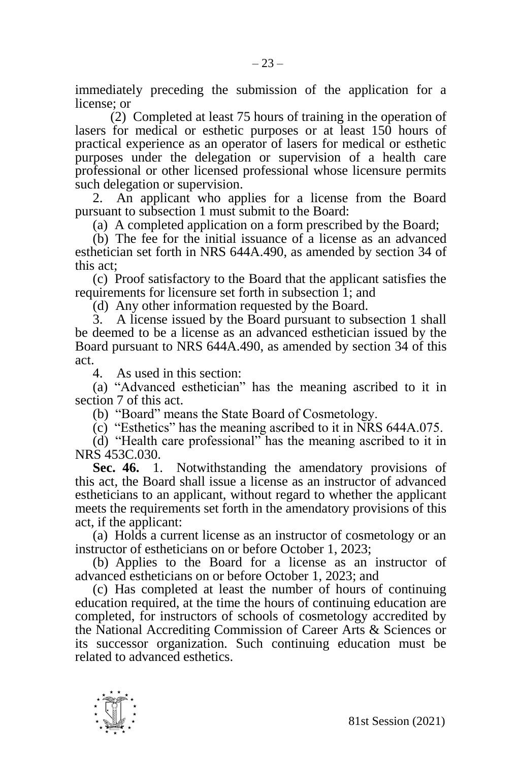immediately preceding the submission of the application for a license; or

(2) Completed at least 75 hours of training in the operation of lasers for medical or esthetic purposes or at least 150 hours of practical experience as an operator of lasers for medical or esthetic purposes under the delegation or supervision of a health care professional or other licensed professional whose licensure permits such delegation or supervision.

2. An applicant who applies for a license from the Board pursuant to subsection 1 must submit to the Board:

(a) A completed application on a form prescribed by the Board;

(b) The fee for the initial issuance of a license as an advanced esthetician set forth in NRS 644A.490, as amended by section 34 of this act;

(c) Proof satisfactory to the Board that the applicant satisfies the requirements for licensure set forth in subsection 1; and

(d) Any other information requested by the Board.

3. A license issued by the Board pursuant to subsection 1 shall be deemed to be a license as an advanced esthetician issued by the Board pursuant to NRS 644A.490, as amended by section 34 of this act.

4. As used in this section:

(a) "Advanced esthetician" has the meaning ascribed to it in section 7 of this act.

(b) "Board" means the State Board of Cosmetology.

(c) "Esthetics" has the meaning ascribed to it in NRS 644A.075.

(d) "Health care professional" has the meaning ascribed to it in NRS 453C.030.

**Sec. 46.** 1. Notwithstanding the amendatory provisions of this act, the Board shall issue a license as an instructor of advanced estheticians to an applicant, without regard to whether the applicant meets the requirements set forth in the amendatory provisions of this act, if the applicant:

(a) Holds a current license as an instructor of cosmetology or an instructor of estheticians on or before October 1, 2023;

(b) Applies to the Board for a license as an instructor of advanced estheticians on or before October 1, 2023; and

(c) Has completed at least the number of hours of continuing education required, at the time the hours of continuing education are completed, for instructors of schools of cosmetology accredited by the National Accrediting Commission of Career Arts & Sciences or its successor organization. Such continuing education must be related to advanced esthetics.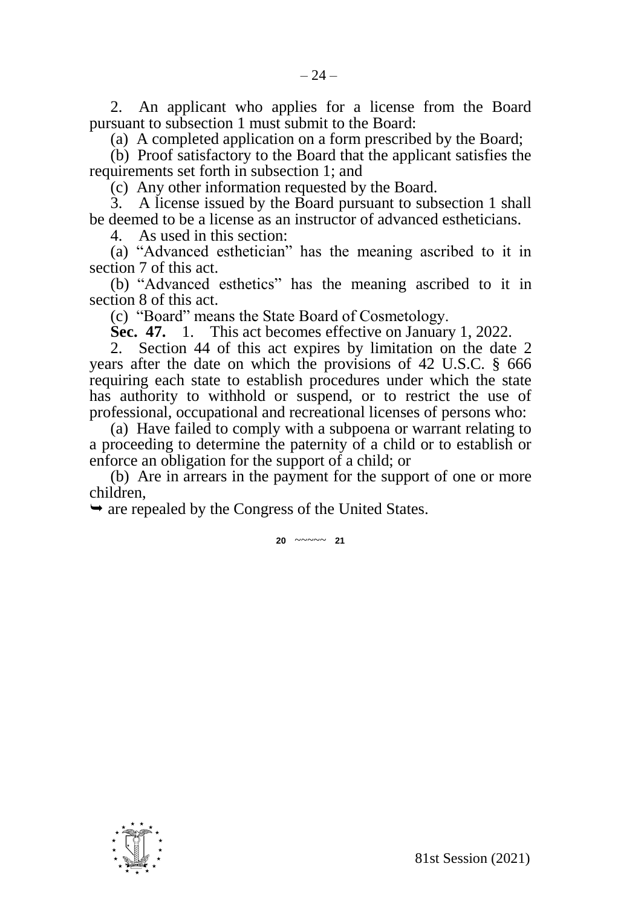2. An applicant who applies for a license from the Board pursuant to subsection 1 must submit to the Board:

(a) A completed application on a form prescribed by the Board;

(b) Proof satisfactory to the Board that the applicant satisfies the requirements set forth in subsection 1; and

(c) Any other information requested by the Board.

3. A license issued by the Board pursuant to subsection 1 shall be deemed to be a license as an instructor of advanced estheticians.

4. As used in this section:

(a) "Advanced esthetician" has the meaning ascribed to it in section 7 of this act.

(b) "Advanced esthetics" has the meaning ascribed to it in section 8 of this act.

(c) "Board" means the State Board of Cosmetology.

**Sec. 47.** 1. This act becomes effective on January 1, 2022.

2. Section 44 of this act expires by limitation on the date 2 years after the date on which the provisions of 42 U.S.C. § 666 requiring each state to establish procedures under which the state has authority to withhold or suspend, or to restrict the use of professional, occupational and recreational licenses of persons who:

(a) Have failed to comply with a subpoena or warrant relating to a proceeding to determine the paternity of a child or to establish or enforce an obligation for the support of a child; or

(b) Are in arrears in the payment for the support of one or more children,

➥ are repealed by the Congress of the United States.

**20** ~~~~~ **21**